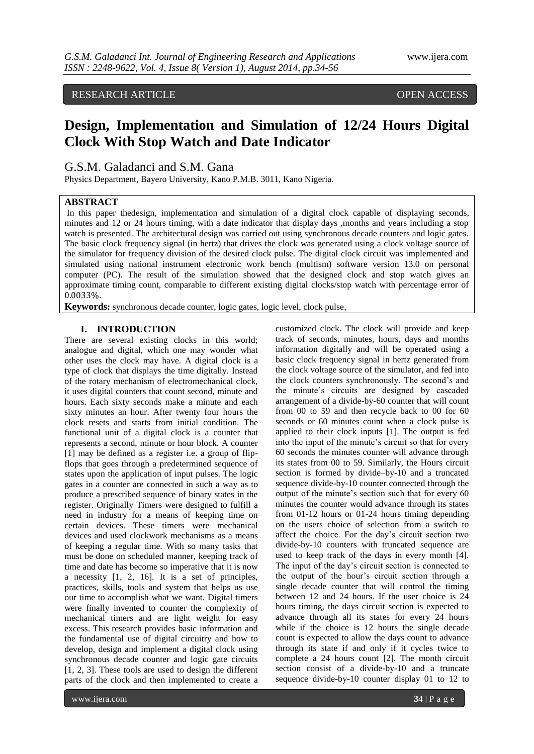RESEARCH ARTICLE OPEN ACCESS

# Design, Implementation and Simulation of 12/24 Hours Digital Clock With Stop Watch and Date Indicator

G.S.M. Galadanci and S.M. Gana

Physics Department, Bayero University, Kano P.M.B. 3011, Kano Nigeria.

## ABSTRACT

In this paper thedesign, implementation and simulation of a digital clock capable of displaying seconds, minutes and 12 or 24 hours timing, with a date indicator that display days ,months and years including a stop watch is presented. The architectural design was carried out using synchronous decade counters and logic gates. The basic clock frequency signal (in hertz) that drives the clock was generated using a clock voltage source of the simulator for frequency division of the desired clock pulse. The digital clock circuit was implemented and simulated using national instrument electronic work bench (multism) software version 13.0 on personal computer (PC). The result of the simulation showed that the designed clock and stop watch gives an approximate timing count, comparable to different existing digital clocks/stop watch with percentage error of 0.0033%.

**Keywords:** synchronous decade counter, logic gates, logic level, clock pulse,

## I. INTRODUCTION

There are several existing clocks in this world; analogue and digital, which one may wonder what other uses the clock may have. A digital clock is a type of clock that displays the time digitally. Instead of the rotary mechanism of electromechanical clock, it uses digital counters that count second, minute and hours. Each sixty seconds make a minute and each sixty minutes an hour. After twenty four hours the clock resets and starts from initial condition. The functional unit of a digital clock is a counter that represents a second, minute or hour block. A counter [1] may be defined as a register i.e. a group of flip-flops that goes through a predetermined sequence of states upon the application of input pulses. The logic gates in a counter are connected in such a way as to produce a prescribed sequence of binary states in the register. Originally Timers were designed to fulfill a need in industry for a means of keeping time on certain devices. These timers were mechanical devices and used clockwork mechanisms as a means of keeping a regular time. With so many tasks that must be done on scheduled manner, keeping track of time and date has become so imperative that it is now a necessity [1, 2, 16]. It is a set of principles, practices, skills, tools and system that helps us use our time to accomplish what we want. Digital timers were finally invented to counter the complexity of mechanical timers and are light weight for easy excess. This research provides basic information and the fundamental use of digital circuitry and how to develop, design and implement a digital clock using synchronous decade counter and logic gate circuits [1, 2, 3]. These tools are used to design the different parts of the clock and then implemented to create a customized clock. The clock will provide and keep track of seconds, minutes, hours, days and months information digitally and will be operated using a basic clock frequency signal in hertz generated from the clock voltage source of the simulator, and fed into the clock counters synchronously. The second's and the minute's circuits are designed by cascaded arrangement of a divide-by-60 counter that will count from 00 to 59 and then recycle back to 00 for 60 seconds or 60 minutes count when a clock pulse is applied to their clock inputs [1]. The output is fed into the input of the minute's circuit so that for every 60 seconds the minutes counter will advance through its states from 00 to 59. Similarly, the Hours circuit section is formed by divide–by-10 and a truncated sequence divide-by-10 counter connected through the output of the minute's section such that for every 60 minutes the counter would advance through its states from 01-12 hours or 01-24 hours timing depending on the users choice of selection from a switch to affect the choice. For the day's circuit section two divide-by-10 counters with truncated sequence are used to keep track of the days in every month [4]. The input of the day's circuit section is connected to the output of the hour's circuit section through a single decade counter that will control the timing between 12 and 24 hours. If the user choice is 24 hours timing, the days circuit section is expected to advance through all its states for every 24 hours while if the choice is 12 hours the single decade count is expected to allow the days count to advance through its state if and only if it cycles twice to complete a 24 hours count [2]. The month circuit section consist of a divide-by-10 and a truncate sequence divide-by-10 counter display 01 to 12 to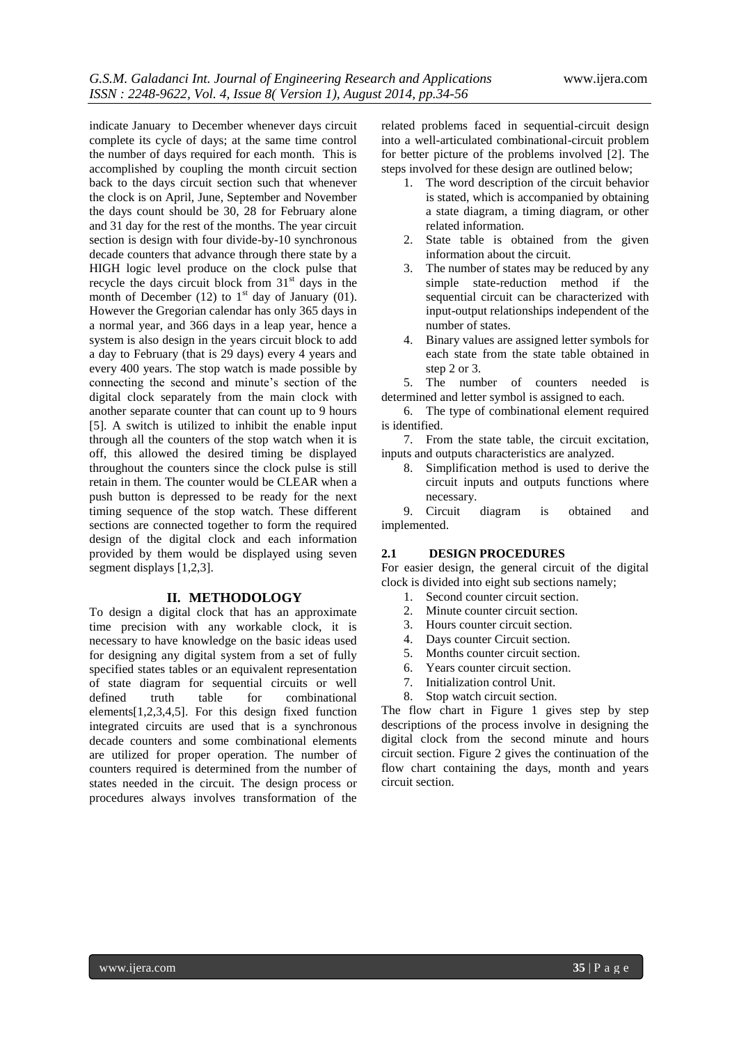indicate January to December whenever days circuit complete its cycle of days; at the same time control the number of days required for each month. This is accomplished by coupling the month circuit section back to the days circuit section such that whenever the clock is on April, June, September and November the days count should be 30, 28 for February alone and 31 day for the rest of the months. The year circuit section is design with four divide-by-10 synchronous decade counters that advance through there state by a HIGH logic level produce on the clock pulse that recycle the days circuit block from 31st days in the month of December (12) to 1st day of January (01). However the Gregorian calendar has only 365 days in a normal year, and 366 days in a leap year, hence a system is also design in the years circuit block to add a day to February (that is 29 days) every 4 years and every 400 years. The stop watch is made possible by connecting the second and minute's section of the digital clock separately from the main clock with another separate counter that can count up to 9 hours [5]. A switch is utilized to inhibit the enable input through all the counters of the stop watch when it is off, this allowed the desired timing be displayed throughout the counters since the clock pulse is still retain in them. The counter would be CLEAR when a push button is depressed to be ready for the next timing sequence of the stop watch. These different sections are connected together to form the required design of the digital clock and each information provided by them would be displayed using seven segment displays [1,2,3].

## II. METHODOLOGY

To design a digital clock that has an approximate time precision with any workable clock, it is necessary to have knowledge on the basic ideas used for designing any digital system from a set of fully specified states tables or an equivalent representation of state diagram for sequential circuits or well defined truth table for combinational elements[1,2,3,4,5]. For this design fixed function integrated circuits are used that is a synchronous decade counters and some combinational elements are utilized for proper operation. The number of counters required is determined from the number of states needed in the circuit. The design process or procedures always involves transformation of the related problems faced in sequential-circuit design into a well-articulated combinational-circuit problem for better picture of the problems involved [2]. The steps involved for these design are outlined below;

1. The word description of the circuit behavior is stated, which is accompanied by obtaining a state diagram, a timing diagram, or other related information.
2. State table is obtained from the given information about the circuit.
3. The number of states may be reduced by any simple state-reduction method if the sequential circuit can be characterized with input-output relationships independent of the number of states.
4. Binary values are assigned letter symbols for each state from the state table obtained in step 2 or 3.
5. The number of counters needed is determined and letter symbol is assigned to each.
6. The type of combinational element required is identified.
7. From the state table, the circuit excitation, inputs and outputs characteristics are analyzed.
8. Simplification method is used to derive the circuit inputs and outputs functions where necessary.
9. Circuit diagram is obtained and implemented.

### 2.1 DESIGN PROCEDURES

For easier design, the general circuit of the digital clock is divided into eight sub sections namely;

1. Second counter circuit section.
2. Minute counter circuit section.
3. Hours counter circuit section.
4. Days counter Circuit section.
5. Months counter circuit section.
6. Years counter circuit section.
7. Initialization control Unit.
8. Stop watch circuit section.

The flow chart in Figure 1 gives step by step descriptions of the process involve in designing the digital clock from the second minute and hours circuit section. Figure 2 gives the continuation of the flow chart containing the days, month and years circuit section.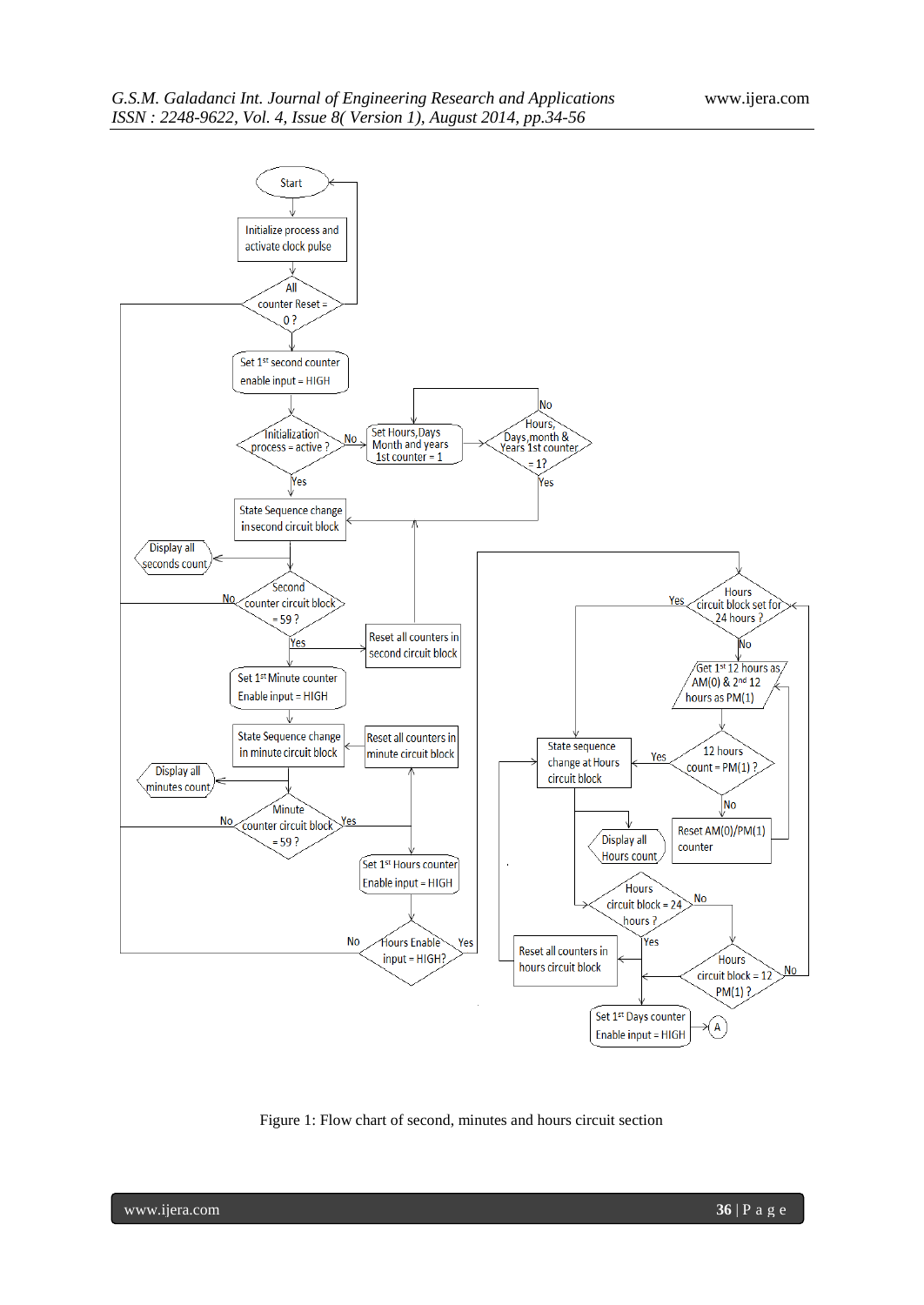Figure 1: Flow chart of second, minutes and hours circuit section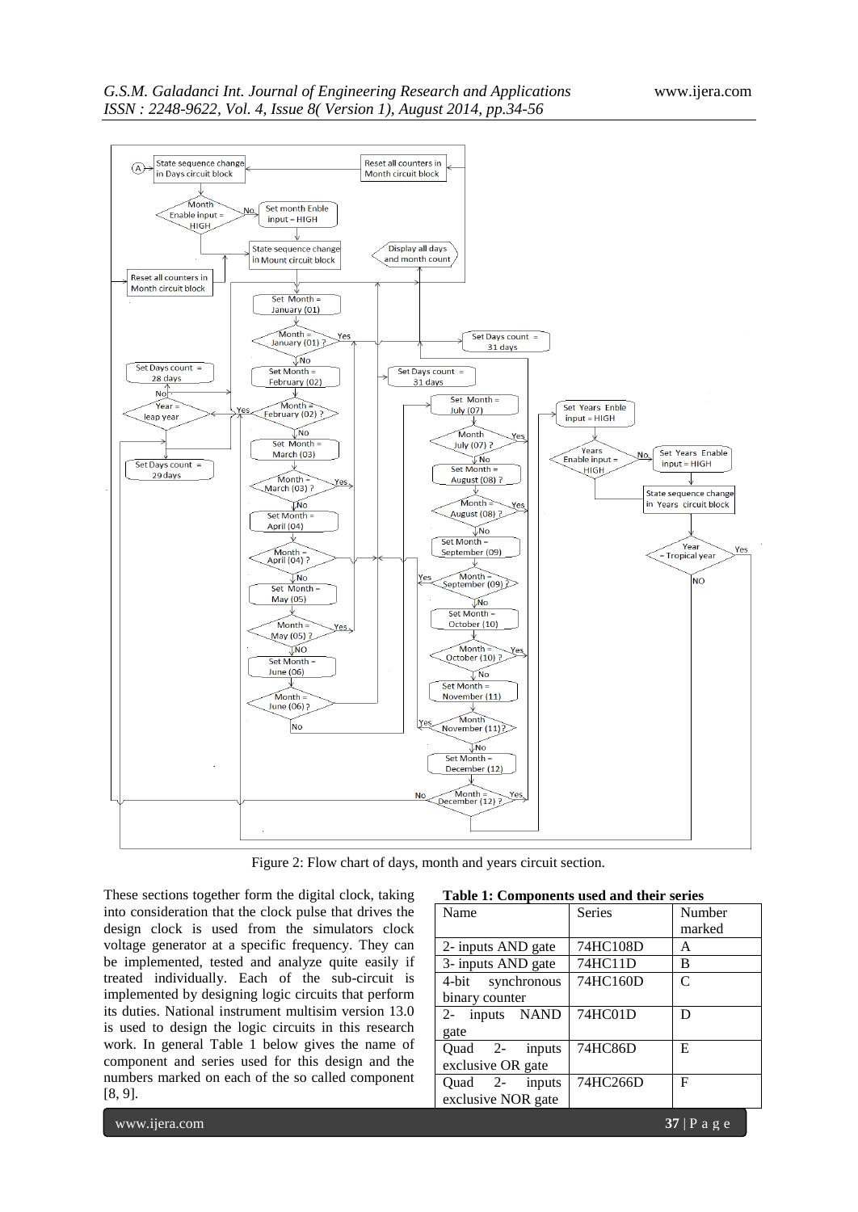Figure 2: Flow chart of days, month and years circuit section.

These sections together form the digital clock, taking into consideration that the clock pulse that drives the design clock is used from the simulators clock voltage generator at a specific frequency. They can be implemented, tested and analyze quite easily if treated individually. Each of the sub-circuit is implemented by designing logic circuits that perform its duties. National instrument multisim version 13.0 is used to design the logic circuits in this research work. In general Table 1 below gives the name of component and series used for this design and the numbers marked on each of the so called component [8, 9].

**Table 1: Components used and their series**

| Name | Series | Number marked |
|---|---|---|
| 2- inputs AND gate | 74HC108D | A |
| 3- inputs AND gate | 74HC11D | B |
| 4-bit synchronous binary counter | 74HC160D | C |
| 2- inputs NAND gate | 74HC01D | D |
| Quad 2- inputs exclusive OR gate | 74HC86D | E |
| Quad 2- inputs exclusive NOR gate | 74HC266D | F |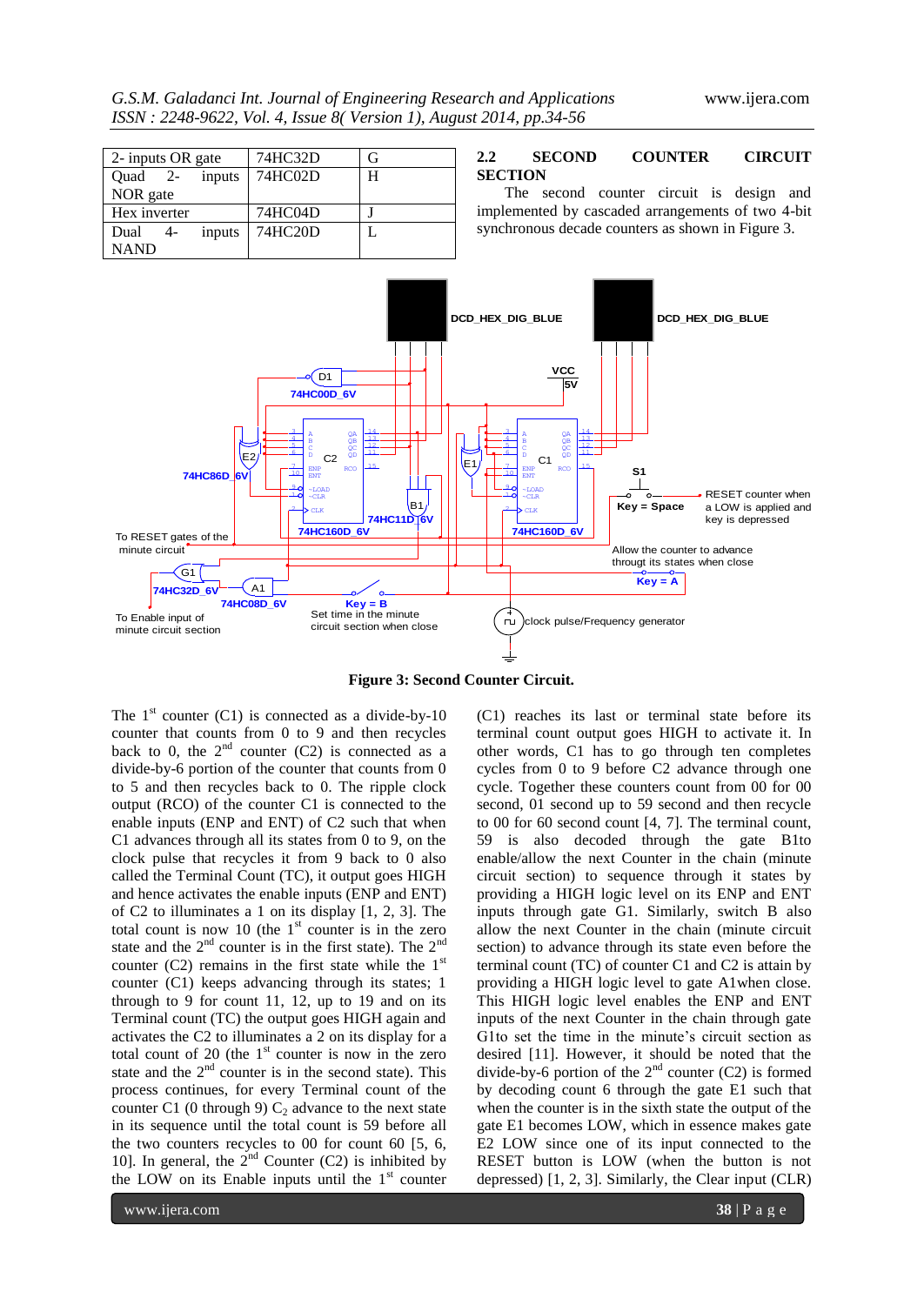| 2- inputs OR gate | 74HC32D | G |
|---|---|---|
| Quad 2- inputs NOR gate | 74HC02D | H |
| Hex inverter | 74HC04D | J |
| Dual 4- inputs NAND | 74HC20D | L |

### 2.2 SECOND COUNTER CIRCUIT SECTION

The second counter circuit is design and implemented by cascaded arrangements of two 4-bit synchronous decade counters as shown in Figure 3.

**Figure 3: Second Counter Circuit.**

The 1st counter (C1) is connected as a divide-by-10 counter that counts from 0 to 9 and then recycles back to 0, the 2nd counter (C2) is connected as a divide-by-6 portion of the counter that counts from 0 to 5 and then recycles back to 0. The ripple clock output (RCO) of the counter C1 is connected to the enable inputs (ENP and ENT) of C2 such that when C1 advances through all its states from 0 to 9, on the clock pulse that recycles it from 9 back to 0 also called the Terminal Count (TC), it output goes HIGH and hence activates the enable inputs (ENP and ENT) of C2 to illuminates a 1 on its display [1, 2, 3]. The total count is now 10 (the 1st counter is in the zero state and the 2nd counter is in the first state). The 2nd counter (C2) remains in the first state while the 1st counter (C1) keeps advancing through its states; 1 through to 9 for count 11, 12, up to 19 and on its Terminal count (TC) the output goes HIGH again and activates the C2 to illuminates a 2 on its display for a total count of 20 (the 1st counter is now in the zero state and the 2nd counter is in the second state). This process continues, for every Terminal count of the counter C1 (0 through 9) $C_2$ advance to the next state in its sequence until the total count is 59 before all the two counters recycles to 00 for count 60 [5, 6, 10]. In general, the 2nd Counter (C2) is inhibited by the LOW on its Enable inputs until the 1st counter (C1) reaches its last or terminal state before its terminal count output goes HIGH to activate it. In other words, C1 has to go through ten completes cycles from 0 to 9 before C2 advance through one cycle. Together these counters count from 00 for 00 second, 01 second up to 59 second and then recycle to 00 for 60 second count [4, 7]. The terminal count, 59 is also decoded through the gate B1to enable/allow the next Counter in the chain (minute circuit section) to sequence through it states by providing a HIGH logic level on its ENP and ENT inputs through gate G1. Similarly, switch B also allow the next Counter in the chain (minute circuit section) to advance through its state even before the terminal count (TC) of counter C1 and C2 is attain by providing a HIGH logic level to gate A1when close. This HIGH logic level enables the ENP and ENT inputs of the next Counter in the chain through gate G1to set the time in the minute's circuit section as desired [11]. However, it should be noted that the divide-by-6 portion of the 2nd counter (C2) is formed by decoding count 6 through the gate E1 such that when the counter is in the sixth state the output of the gate E1 becomes LOW, which in essence makes gate E2 LOW since one of its input connected to the RESET button is LOW (when the button is not depressed) [1, 2, 3]. Similarly, the Clear input (CLR)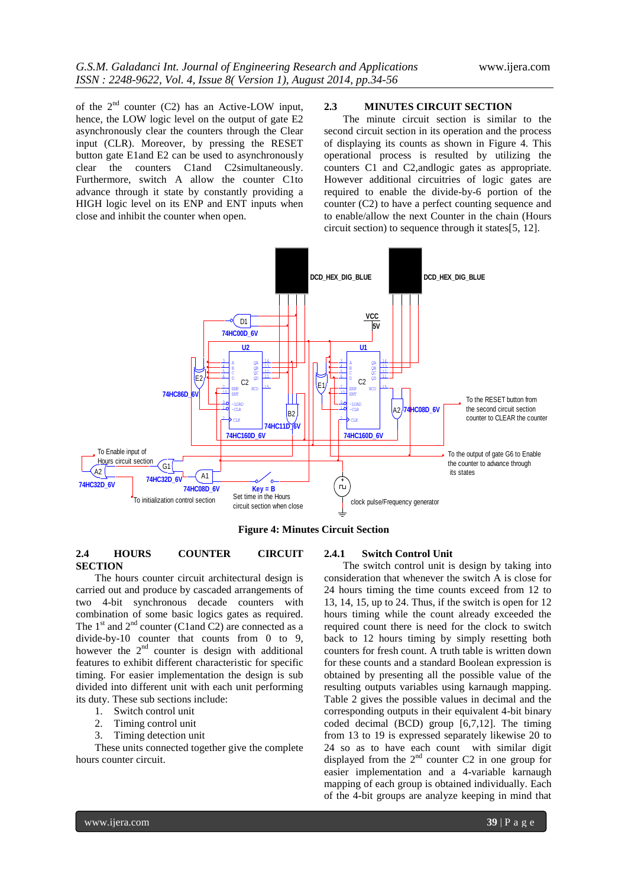of the 2nd counter (C2) has an Active-LOW input, hence, the LOW logic level on the output of gate E2 asynchronously clear the counters through the Clear input (CLR). Moreover, by pressing the RESET button gate E1and E2 can be used to asynchronously clear the counters C1and C2simultaneously. Furthermore, switch A allow the counter C1to advance through it state by constantly providing a HIGH logic level on its ENP and ENT inputs when close and inhibit the counter when open.

### 2.3 MINUTES CIRCUIT SECTION

The minute circuit section is similar to the second circuit section in its operation and the process of displaying its counts as shown in Figure 4. This operational process is resulted by utilizing the counters C1 and C2,andlogic gates as appropriate. However additional circuitries of logic gates are required to enable the divide-by-6 portion of the counter (C2) to have a perfect counting sequence and to enable/allow the next Counter in the chain (Hours circuit section) to sequence through it states[5, 12].

**Figure 4: Minutes Circuit Section**

### 2.4 HOURS COUNTER CIRCUIT SECTION

The hours counter circuit architectural design is carried out and produce by cascaded arrangements of two 4-bit synchronous decade counters with combination of some basic logics gates as required. The 1st and 2nd counter (C1and C2) are connected as a divide-by-10 counter that counts from 0 to 9, however the 2nd counter is design with additional features to exhibit different characteristic for specific timing. For easier implementation the design is sub divided into different unit with each unit performing its duty. These sub sections include:

1. Switch control unit
2. Timing control unit
3. Timing detection unit

These units connected together give the complete hours counter circuit.

#### 2.4.1 Switch Control Unit

The switch control unit is design by taking into consideration that whenever the switch A is close for 24 hours timing the time counts exceed from 12 to 13, 14, 15, up to 24. Thus, if the switch is open for 12 hours timing while the count already exceeded the required count there is need for the clock to switch back to 12 hours timing by simply resetting both counters for fresh count. A truth table is written down for these counts and a standard Boolean expression is obtained by presenting all the possible value of the resulting outputs variables using karnaugh mapping. Table 2 gives the possible values in decimal and the corresponding outputs in their equivalent 4-bit binary coded decimal (BCD) group [6,7,12]. The timing from 13 to 19 is expressed separately likewise 20 to 24 so as to have each count with similar digit displayed from the 2nd counter C2 in one group for easier implementation and a 4-variable karnaugh mapping of each group is obtained individually. Each of the 4-bit groups are analyze keeping in mind that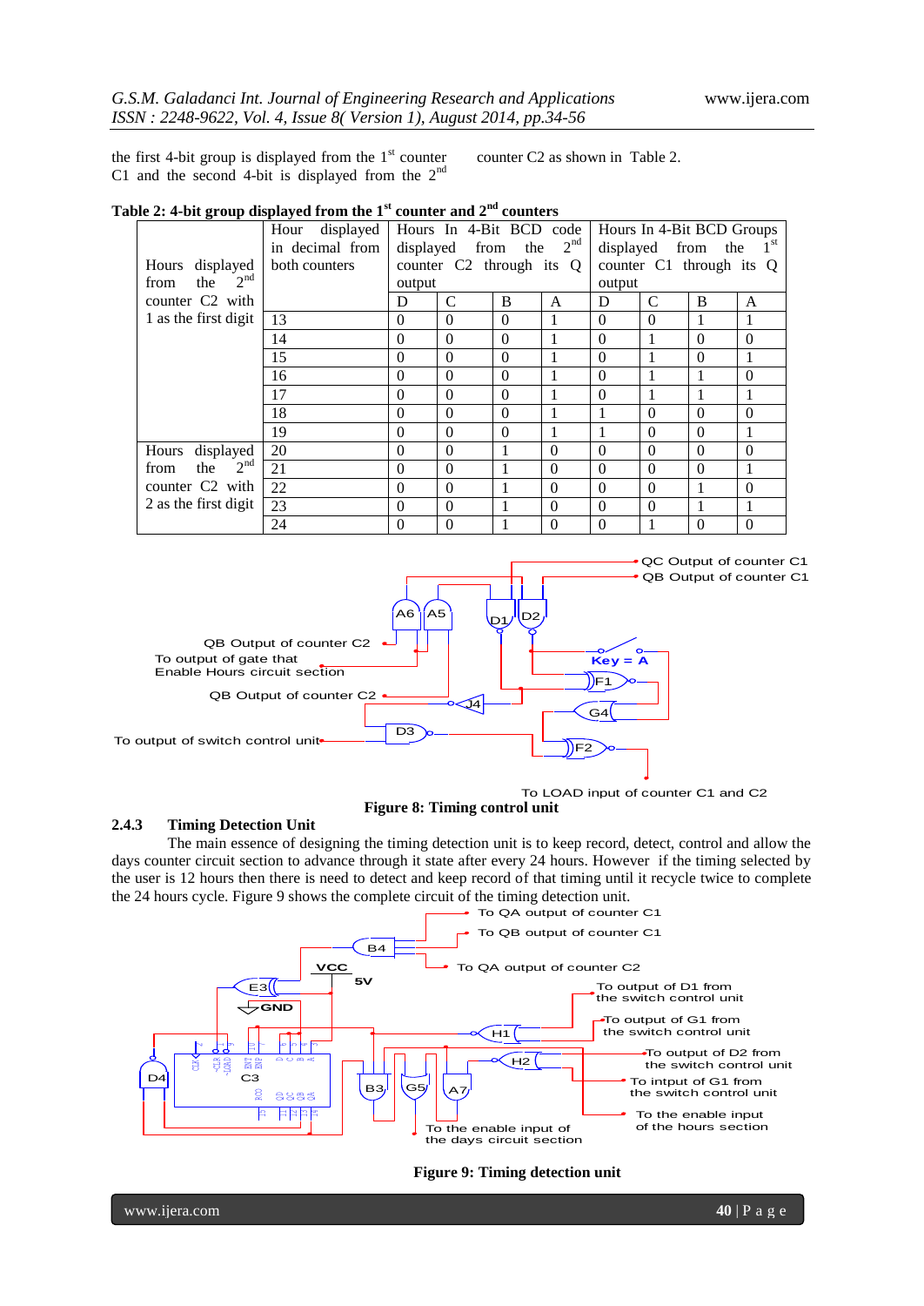the first 4-bit group is displayed from the 1st counter C1 and the second 4-bit is displayed from the 2nd counter C2 as shown in Table 2.

**Table 2: 4-bit group displayed from the 1st counter and 2nd counters**

| | Hour displayed in decimal from both counters | Hours In 4-Bit BCD code displayed from the 2nd counter C2 through its Q output | | | | Hours In 4-Bit BCD Groups displayed from the 1st counter C1 through its Q output | | | |
|---|---|---|---|---|---|---|---|---|---|
| | | D | C | B | A | D | C | B | A |
| Hours displayed from the 2nd counter C2 with 1 as the first digit | 13 | 0 | 0 | 0 | 1 | 0 | 0 | 1 | 1 |
| | 14 | 0 | 0 | 0 | 1 | 0 | 1 | 0 | 0 |
| | 15 | 0 | 0 | 0 | 1 | 0 | 1 | 0 | 1 |
| | 16 | 0 | 0 | 0 | 1 | 0 | 1 | 1 | 0 |
| | 17 | 0 | 0 | 0 | 1 | 0 | 1 | 1 | 1 |
| | 18 | 0 | 0 | 0 | 1 | 1 | 0 | 0 | 0 |
| | 19 | 0 | 0 | 0 | 1 | 1 | 0 | 0 | 1 |
| Hours displayed from the 2nd counter C2 with 2 as the first digit | 20 | 0 | 0 | 1 | 0 | 0 | 0 | 0 | 0 |
| | 21 | 0 | 0 | 1 | 0 | 0 | 0 | 0 | 1 |
| | 22 | 0 | 0 | 1 | 0 | 0 | 0 | 1 | 0 |
| | 23 | 0 | 0 | 1 | 0 | 0 | 0 | 1 | 1 |
| | 24 | 0 | 0 | 1 | 0 | 0 | 1 | 0 | 0 |

**Figure 8: Timing control unit**

### 2.4.3 Timing Detection Unit

The main essence of designing the timing detection unit is to keep record, detect, control and allow the days counter circuit section to advance through it state after every 24 hours. However if the timing selected by the user is 12 hours then there is need to detect and keep record of that timing until it recycle twice to complete the 24 hours cycle. Figure 9 shows the complete circuit of the timing detection unit.

**Figure 9: Timing detection unit**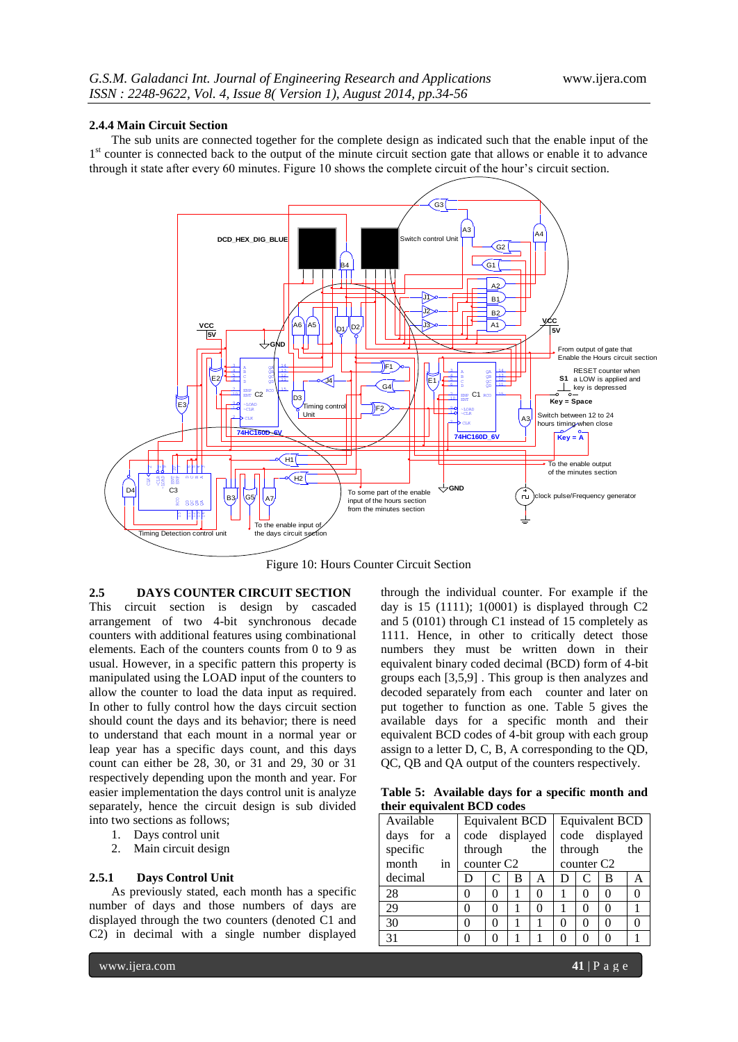### 2.4.4 Main Circuit Section

The sub units are connected together for the complete design as indicated such that the enable input of the 1[st] counter is connected back to the output of the minute circuit section gate that allows or enable it to advance through it state after every 60 minutes. Figure 10 shows the complete circuit of the hour's circuit section.

Figure 10: Hours Counter Section

## 2.5 DAYS COUNTER CIRCUIT SECTION

This circuit section is design by cascaded arrangement of two 4-bit synchronous decade counters with additional features using combinational elements. Each of the counters counts from 0 to 9 as usual. However, in a specific pattern this property is manipulated using the LOAD input of the counters to allow the counter to load the data input as required. In other to fully control how the days circuit section should count the days and its behavior; there is need to understand that each mount in a normal year or leap year has a specific days count, and this days count can either be 28, 30, or 31 and 29, 30 or 31 respectively depending upon the month and year. For easier implementation the days control unit is analyze separately, hence the circuit design is sub divided into two sections as follows;

1. Days control unit
2. Main circuit design

### 2.5.1 Days Control Unit

As previously stated, each month has a specific number of days and those numbers of days are displayed through the two counters (denoted C1 and C2) in decimal with a single number displayed through the individual counter. For example if the day is 15 (1111); 1(0001) is displayed through C2 and 5 (0101) through C1 instead of 15 completely as 1111. Hence, in other to critically detect those numbers they must be written down in their equivalent binary coded decimal (BCD) form of 4-bit groups each [3,5,9] . This group is then analyzes and decoded separately from each counter and later on put together to function as one. Table 5 gives the available days for a specific month and their equivalent BCD codes of 4-bit group with each group assign to a letter D, C, B, A corresponding to the QD, QC, QB and QA output of the counters respectively.

**Table 5: Available days for a specific month and their equivalent BCD codes**

| Available days for a specific month in decimal | Equivalent BCD code displayed through the counter C2 | | | | Equivalent BCD code displayed through the counter C2 | | | |
|---|---|---|---|---|---|---|---|---|
| | D | C | B | A | D | C | B | A |
| 28 | 0 | 0 | 1 | 0 | 1 | 0 | 0 | 0 |
| 29 | 0 | 0 | 1 | 0 | 1 | 0 | 0 | 1 |
| 30 | 0 | 0 | 1 | 1 | 0 | 0 | 0 | 0 |
| 31 | 0 | 0 | 1 | 1 | 0 | 0 | 0 | 1 |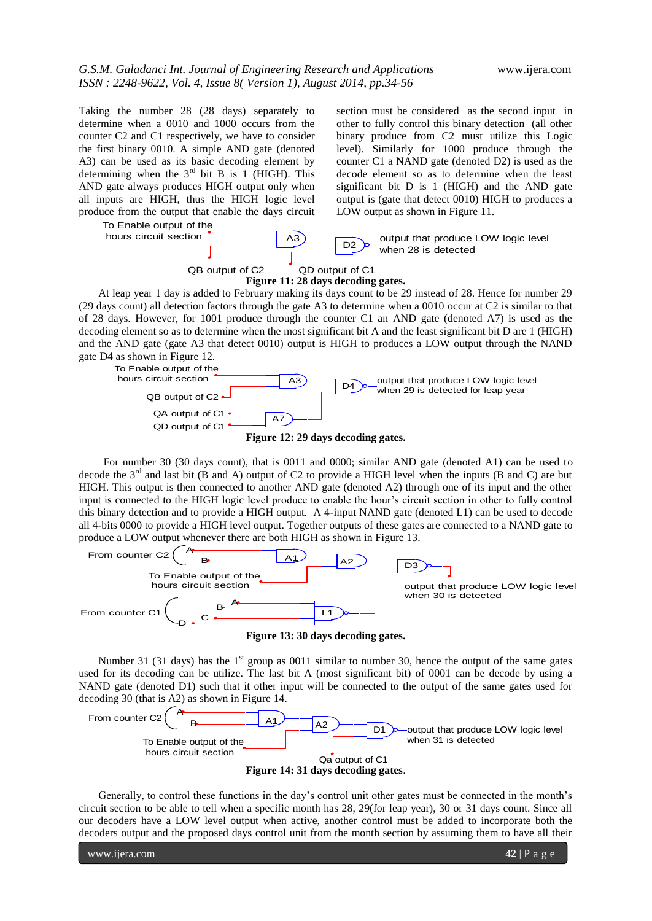Taking the number 28 (28 days) separately to determine when a 0010 and 1000 occurs from the counter C2 and C1 respectively, we have to consider the first binary 0010. A simple AND gate (denoted A3) can be used as its basic decoding element by determining when the 3rd bit B is 1 (HIGH). This AND gate always produces HIGH output only when all inputs are HIGH, thus the HIGH logic level produce from the output that enable the days circuit section must be considered as the second input in other to fully control this binary detection (all other binary produce from C2 must utilize this Logic level). Similarly for 1000 produce through the counter C1 a NAND gate (denoted D2) is used as the decode element so as to determine when the least significant bit D is 1 (HIGH) and the AND gate output is (gate that detect 0010) HIGH to produces a LOW output as shown in Figure 11.

To Enable output of the hours circuit section

QB output of C2 — QD output of C1

A3 — D2 — output that produce LOW logic level when 28 is detected

**Figure 11: 28 days decoding gates.**

At leap year 1 day is added to February making its days count to be 29 instead of 28. Hence for number 29 (29 days count) all detection factors through the gate A3 to determine when a 0010 occur at C2 is similar to that of 28 days. However, for 1001 produce through the counter C1 an AND gate (denoted A7) is used as the decoding element so as to determine when the most significant bit A and the least significant bit D are 1 (HIGH) and the AND gate (gate A3 that detect 0010) output is HIGH to produces a LOW output through the NAND gate D4 as shown in Figure 12.

To Enable output of the hours circuit section

QB output of C2

QA output of C1

QD output of C1

A3 — A7 — D4 — output that produce LOW logic level when 29 is detected for leap year

**Figure 12: 29 days decoding gates.**

For number 30 (30 days count), that is 0011 and 0000; similar AND gate (denoted A1) can be used to decode the 3rd and last bit (B and A) output of C2 to provide a HIGH level when the inputs (B and C) are but HIGH. This output is then connected to another AND gate (denoted A2) through one of its input and the other input is connected to the HIGH logic level produce to enable the hour's circuit section in other to fully control this binary detection and to provide a HIGH output. A 4-input NAND gate (denoted L1) can be used to decode all 4-bits 0000 to provide a HIGH level output. Together outputs of these gates are connected to a NAND gate to produce a LOW output whenever there are both HIGH as shown in Figure 13.

From counter C2 (A, B) — A1 — A2 — D3

To Enable output of the hours circuit section

From counter C1 (A, B, C, D) — L1

output that produce LOW logic level when 30 is detected

**Figure 13: 30 days decoding gates.**

Number 31 (31 days) has the 1st group as 0011 similar to number 30, hence the output of the same gates used for its decoding can be utilize. The last bit A (most significant bit) of 0001 can be decode by using a NAND gate (denoted D1) such that it other input will be connected to the output of the same gates used for decoding 30 (that is A2) as shown in Figure 14.

From counter C2 (A, B) — A1 — A2 — D1 — output that produce LOW logic level when 31 is detected

To Enable output of the hours circuit section

Qa output of C1

**Figure 14: 31 days decoding gates.**

Generally, to control these functions in the day's control unit other gates must be connected in the month's circuit section to be able to tell when a specific month has 28, 29(for leap year), 30 or 31 days count. Since all our decoders have a LOW level output when active, another control must be added to incorporate both the decoders output and the proposed days control unit from the month section by assuming them to have all their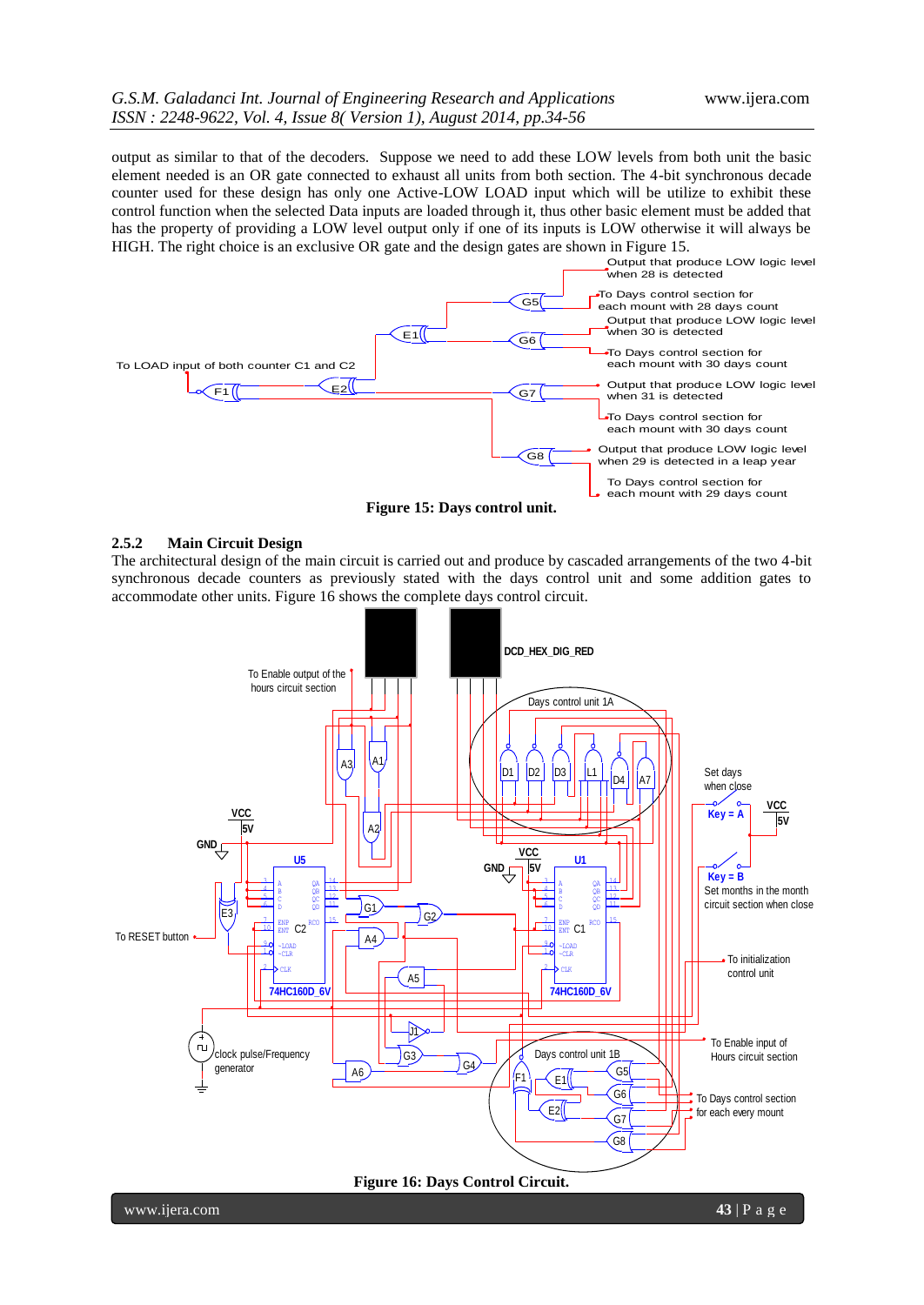output as similar to that of the decoders. Suppose we need to add these LOW levels from both unit the basic element needed is an OR gate connected to exhaust all units from both section. The 4-bit synchronous decade counter used for these design has only one Active-LOW LOAD input which will be utilize to exhibit these control function when the selected Data inputs are loaded through it, thus other basic element must be added that has the property of providing a LOW level output only if one of its inputs is LOW otherwise it will always be HIGH. The right choice is an exclusive OR gate and the design gates are shown in Figure 15.

**Figure 15: Days control unit.**

### 2.5.2 Main Circuit Design

The architectural design of the main circuit is carried out and produce by cascaded arrangements of the two 4-bit synchronous decade counters as previously stated with the days control unit and some addition gates to accommodate other units. Figure 16 shows the complete days control circuit.

**Figure 16: Days Control Circuit.**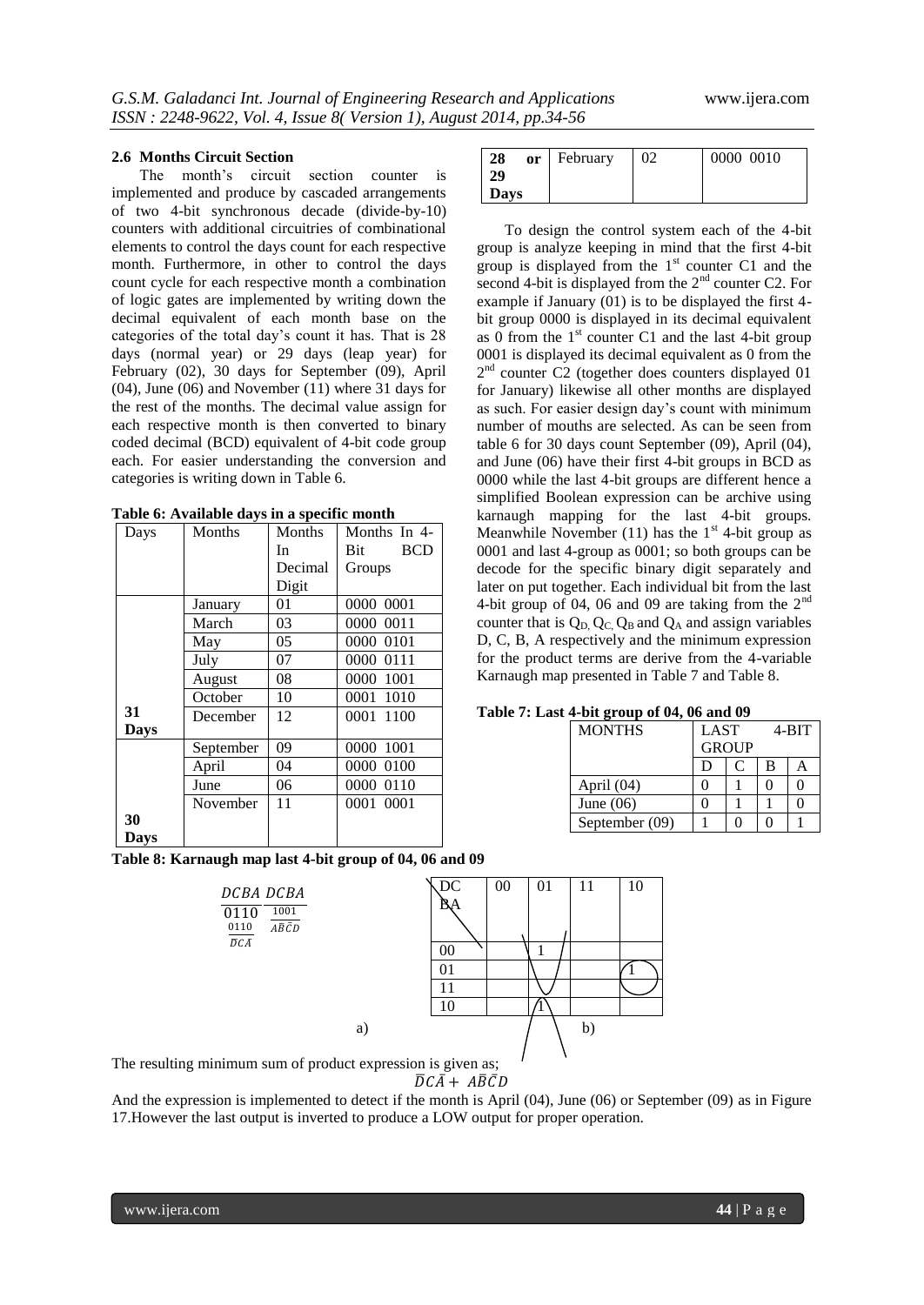### 2.6 Months Circuit Section

The month's circuit section counter is implemented and produce by cascaded arrangements of two 4-bit synchronous decade (divide-by-10) counters with additional circuitries of combinational elements to control the days count for each respective month. Furthermore, in other to control the days count cycle for each respective month a combination of logic gates are implemented by writing down the decimal equivalent of each month base on the categories of the total day's count it has. That is 28 days (normal year) or 29 days (leap year) for February (02), 30 days for September (09), April (04), June (06) and November (11) where 31 days for the rest of the months. The decimal value assign for each respective month is then converted to binary coded decimal (BCD) equivalent of 4-bit code group each. For easier understanding the conversion and categories is writing down in Table 6.

**Table 6: Available days in a specific month**

| Days | Months | Months In Decimal Digit | Months In 4-Bit BCD Groups |
|---|---|---|---|
| | January | 01 | 0000 0001 |
| | March | 03 | 0000 0011 |
| | May | 05 | 0000 0101 |
| | July | 07 | 0000 0111 |
| | August | 08 | 0000 1001 |
| | October | 10 | 0001 1010 |
| **31 Days** | December | 12 | 0001 1100 |
| | September | 09 | 0000 1001 |
| | April | 04 | 0000 0100 |
| | June | 06 | 0000 0110 |
| **30 Days** | November | 11 | 0001 0001 |
| **28 or 29 Days** | February | 02 | 0000 0010 |

To design the control system each of the 4-bit group is analyze keeping in mind that the first 4-bit group is displayed from the 1st counter C1 and the second 4-bit is displayed from the 2nd counter C2. For example if January (01) is to be displayed the first 4-bit group 0000 is displayed in its decimal equivalent as 0 from the 1st counter C1 and the last 4-bit group 0001 is displayed its decimal equivalent as 0 from the 2nd counter C2 (together does counters displayed 01 for January) likewise all other months are displayed as such. For easier design day's count with minimum number of mouths are selected. As can be seen from table 6 for 30 days count September (09), April (04), and June (06) have their first 4-bit groups in BCD as 0000 while the last 4-bit groups are different hence a simplified Boolean expression can be archive using karnaugh mapping for the last 4-bit groups. Meanwhile November (11) has the 1st 4-bit group as 0001 and last 4-group as 0001; so both groups can be decode for the specific binary digit separately and later on put together. Each individual bit from the last 4-bit group of 04, 06 and 09 are taking from the 2nd counter that is $Q_D$, $Q_C$, $Q_B$ and $Q_A$ and assign variables D, C, B, A respectively and the minimum expression for the product terms are derive from the 4-variable Karnaugh map presented in Table 7 and Table 8.

**Table 7: Last 4-bit group of 04, 06 and 09**

| MONTHS | LAST 4-BIT GROUP | | | |
|---|---|---|---|---|
| | D | C | B | A |
| April (04) | 0 | 1 | 0 | 0 |
| June (06) | 0 | 1 | 1 | 0 |
| September (09) | 1 | 0 | 0 | 1 |

**Table 8: Karnaugh map last 4-bit group of 04, 06 and 09**

a)

$$\frac{DCBA}{0110} \quad \frac{DCBA}{\frac{1001}{A\bar{B}\bar{C}D}}$$
$$\frac{0110}{\bar{D}C\bar{A}}$$

b)

| BA \ DC | 00 | 01 | 11 | 10 |
|---|---|---|---|---|
| 00 | | 1 | | |
| 01 | | | | 1 |
| 11 | | | | |
| 10 | | 1 | | |

The resulting minimum sum of product expression is given as;

$$\bar{D}C\bar{A} + A\bar{B}\bar{C}D$$

And the expression is implemented to detect if the month is April (04), June (06) or September (09) as in Figure 17.However the last output is inverted to produce a LOW output for proper operation.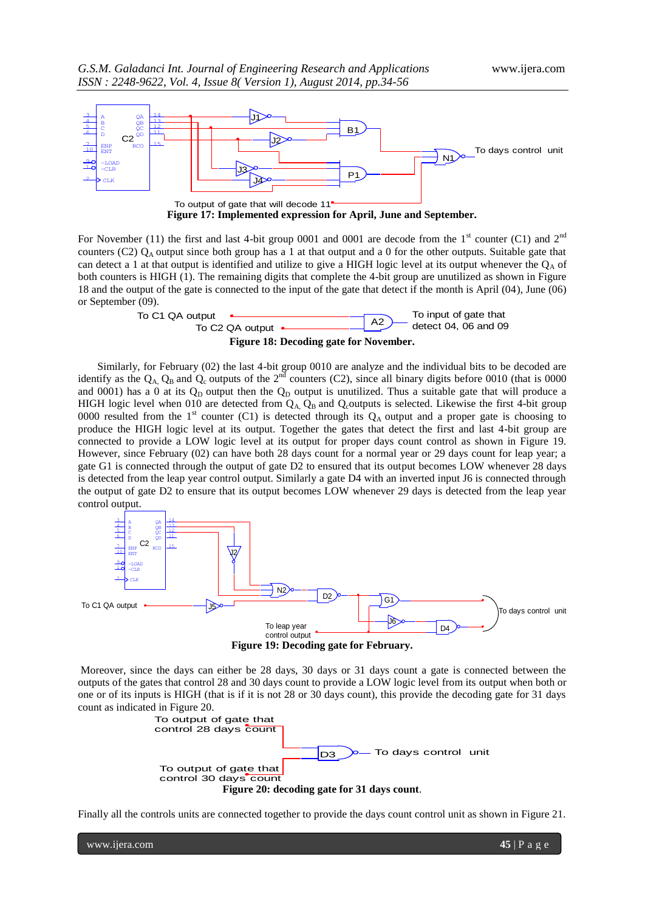To output of gate that will decode 11

**Figure 17: Implemented expression for April, June and September.**

For November (11) the first and last 4-bit group 0001 and 0001 are decode from the 1st counter (C1) and 2nd counters (C2) $Q_A$ output since both group has a 1 at that output and a 0 for the other outputs. Suitable gate that can detect a 1 at that output is identified and utilize to give a HIGH logic level at its output whenever the $Q_A$ of both counters is HIGH (1). The remaining digits that complete the 4-bit group are unutilized as shown in Figure 18 and the output of the gate is connected to the input of the gate that detect if the month is April (04), June (06) or September (09).

To C1 QA output — To C2 QA output — A2 — To input of gate that detect 04, 06 and 09

**Figure 18: Decoding gate for November.**

Similarly, for February (02) the last 4-bit group 0010 are analyze and the individual bits to be decoded are identify as the $Q_{A,}$ $Q_B$ and $Q_c$ outputs of the 2nd counters (C2), since all binary digits before 0010 (that is 0000 and 0001) has a 0 at its $Q_D$ output then the $Q_D$ output is unutilized. Thus a suitable gate that will produce a HIGH logic level when 010 are detected from $Q_{A,}$ $Q_B$ and $Q_c$outputs is selected. Likewise the first 4-bit group 0000 resulted from the 1st counter (C1) is detected through its $Q_A$ output and a proper gate is choosing to produce the HIGH logic level at its output. Together the gates that detect the first and last 4-bit group are connected to provide a LOW logic level at its output for proper days count control as shown in Figure 19. However, since February (02) can have both 28 days count for a normal year or 29 days count for leap year; a gate G1 is connected through the output of gate D2 to ensured that its output becomes LOW whenever 28 days is detected from the leap year control output. Similarly a gate D4 with an inverted input J6 is connected through the output of gate D2 to ensure that its output becomes LOW whenever 29 days is detected from the leap year control output.

**Figure 19: Decoding gate for February.**

Moreover, since the days can either be 28 days, 30 days or 31 days count a gate is connected between the outputs of the gates that control 28 and 30 days count to provide a LOW logic level from its output when both or one or of its inputs is HIGH (that is if it is not 28 or 30 days count), this provide the decoding gate for 31 days count as indicated in Figure 20.

To output of gate that control 28 days count — To output of gate that control 30 days count — D3 — To days control unit

**Figure 20: decoding gate for 31 days count.**

Finally all the controls units are connected together to provide the days count control unit as shown in Figure 21.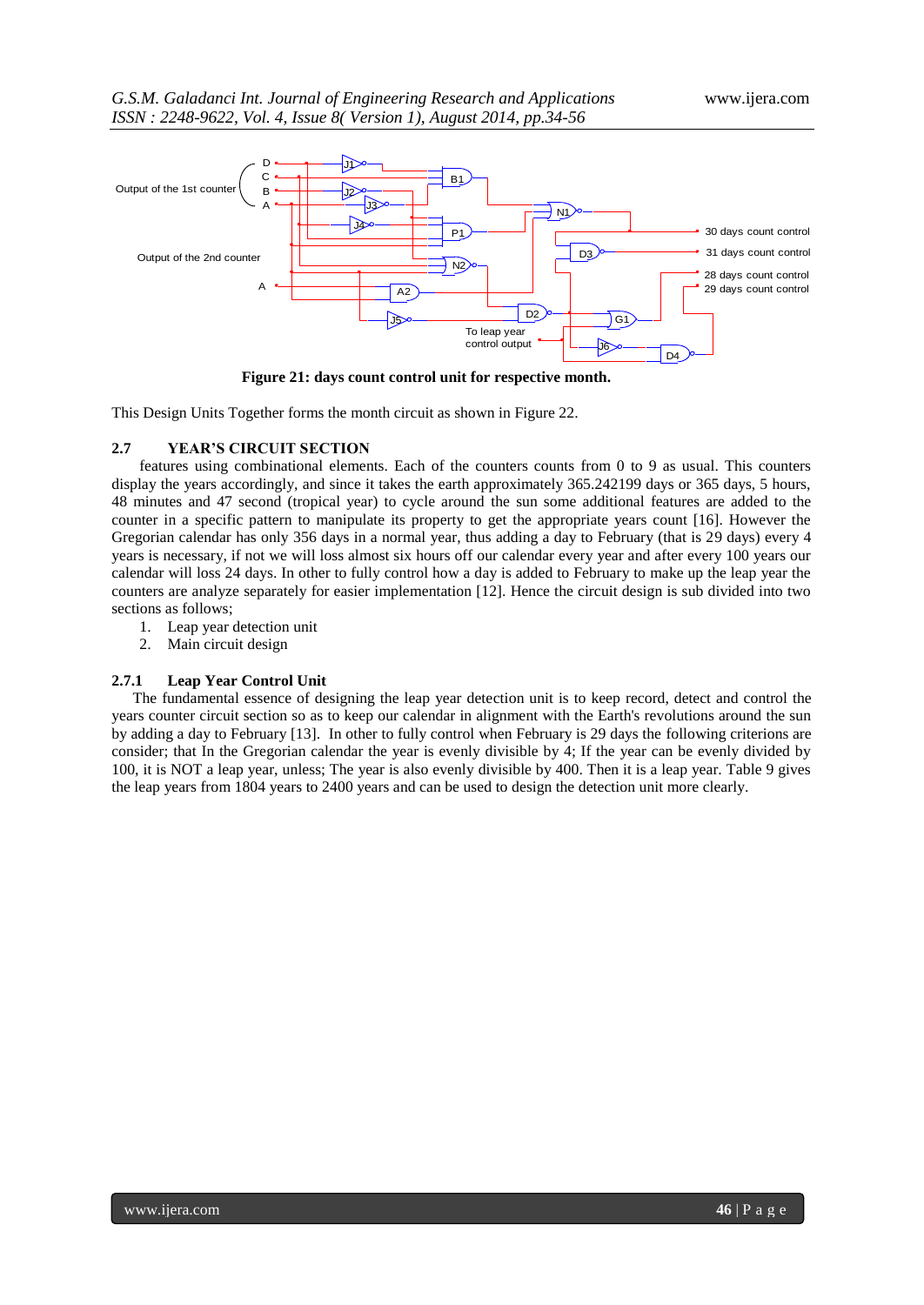**Figure 21: days count control unit for respective month.**

This Design Units Together forms the month circuit as shown in Figure 22.

### 2.7 YEAR'S CIRCUIT SECTION

features using combinational elements. Each of the counters counts from 0 to 9 as usual. This counters display the years accordingly, and since it takes the earth approximately 365.242199 days or 365 days, 5 hours, 48 minutes and 47 second (tropical year) to cycle around the sun some additional features are added to the counter in a specific pattern to manipulate its property to get the appropriate years count [16]. However the Gregorian calendar has only 356 days in a normal year, thus adding a day to February (that is 29 days) every 4 years is necessary, if not we will loss almost six hours off our calendar every year and after every 100 years our calendar will loss 24 days. In other to fully control how a day is added to February to make up the leap year the counters are analyze separately for easier implementation [12]. Hence the circuit design is sub divided into two sections as follows;

1. Leap year detection unit
2. Main circuit design

#### 2.7.1 Leap Year Control Unit

The fundamental essence of designing the leap year detection unit is to keep record, detect and control the years counter circuit section so as to keep our calendar in alignment with the Earth's revolutions around the sun by adding a day to February [13]. In other to fully control when February is 29 days the following criterions are consider; that In the Gregorian calendar the year is evenly divisible by 4; If the year can be evenly divided by 100, it is NOT a leap year, unless; The year is also evenly divisible by 400. Then it is a leap year. Table 9 gives the leap years from 1804 years to 2400 years and can be used to design the detection unit more clearly.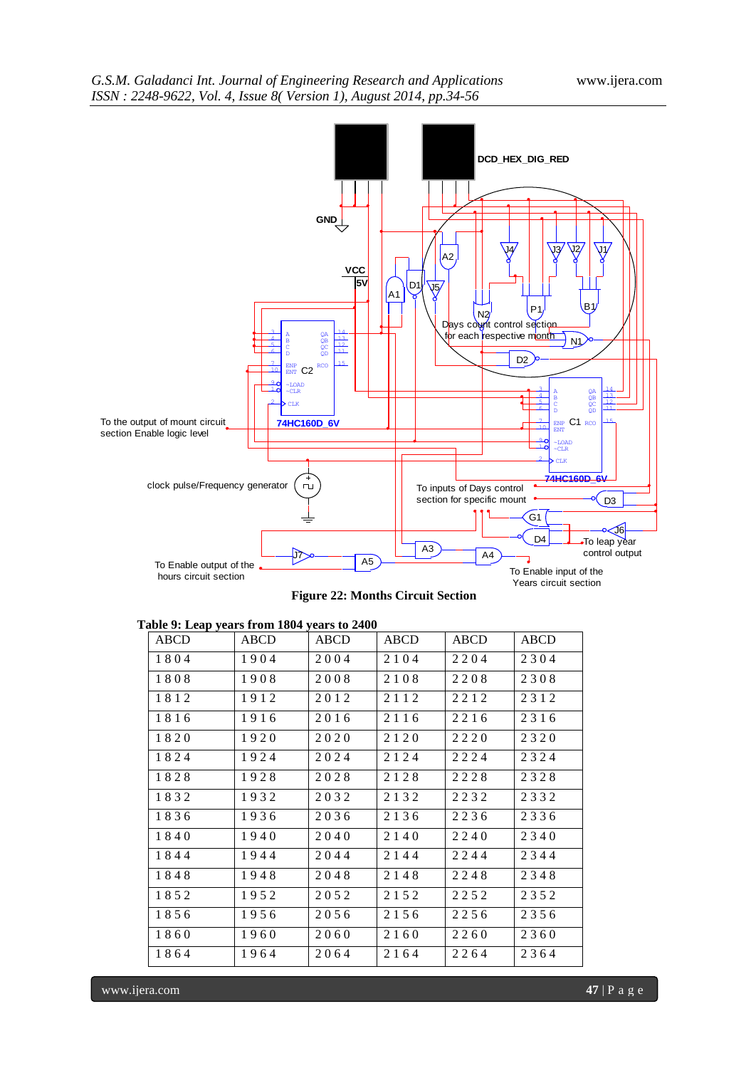**Figure 22: Months Circuit Section**

**Table 9: Leap years from 1804 years to 2400**

| ABCD | ABCD | ABCD | ABCD | ABCD | ABCD |
|---|---|---|---|---|---|
| 1 8 0 4 | 1 9 0 4 | 2 0 0 4 | 2 1 0 4 | 2 2 0 4 | 2 3 0 4 |
| 1 8 0 8 | 1 9 0 8 | 2 0 0 8 | 2 1 0 8 | 2 2 0 8 | 2 3 0 8 |
| 1 8 1 2 | 1 9 1 2 | 2 0 1 2 | 2 1 1 2 | 2 2 1 2 | 2 3 1 2 |
| 1 8 1 6 | 1 9 1 6 | 2 0 1 6 | 2 1 1 6 | 2 2 1 6 | 2 3 1 6 |
| 1 8 2 0 | 1 9 2 0 | 2 0 2 0 | 2 1 2 0 | 2 2 2 0 | 2 3 2 0 |
| 1 8 2 4 | 1 9 2 4 | 2 0 2 4 | 2 1 2 4 | 2 2 2 4 | 2 3 2 4 |
| 1 8 2 8 | 1 9 2 8 | 2 0 2 8 | 2 1 2 8 | 2 2 2 8 | 2 3 2 8 |
| 1 8 3 2 | 1 9 3 2 | 2 0 3 2 | 2 1 3 2 | 2 2 3 2 | 2 3 3 2 |
| 1 8 3 6 | 1 9 3 6 | 2 0 3 6 | 2 1 3 6 | 2 2 3 6 | 2 3 3 6 |
| 1 8 4 0 | 1 9 4 0 | 2 0 4 0 | 2 1 4 0 | 2 2 4 0 | 2 3 4 0 |
| 1 8 4 4 | 1 9 4 4 | 2 0 4 4 | 2 1 4 4 | 2 2 4 4 | 2 3 4 4 |
| 1 8 4 8 | 1 9 4 8 | 2 0 4 8 | 2 1 4 8 | 2 2 4 8 | 2 3 4 8 |
| 1 8 5 2 | 1 9 5 2 | 2 0 5 2 | 2 1 5 2 | 2 2 5 2 | 2 3 5 2 |
| 1 8 5 6 | 1 9 5 6 | 2 0 5 6 | 2 1 5 6 | 2 2 5 6 | 2 3 5 6 |
| 1 8 6 0 | 1 9 6 0 | 2 0 6 0 | 2 1 6 0 | 2 2 6 0 | 2 3 6 0 |
| 1 8 6 4 | 1 9 6 4 | 2 0 6 4 | 2 1 6 4 | 2 2 6 4 | 2 3 6 4 |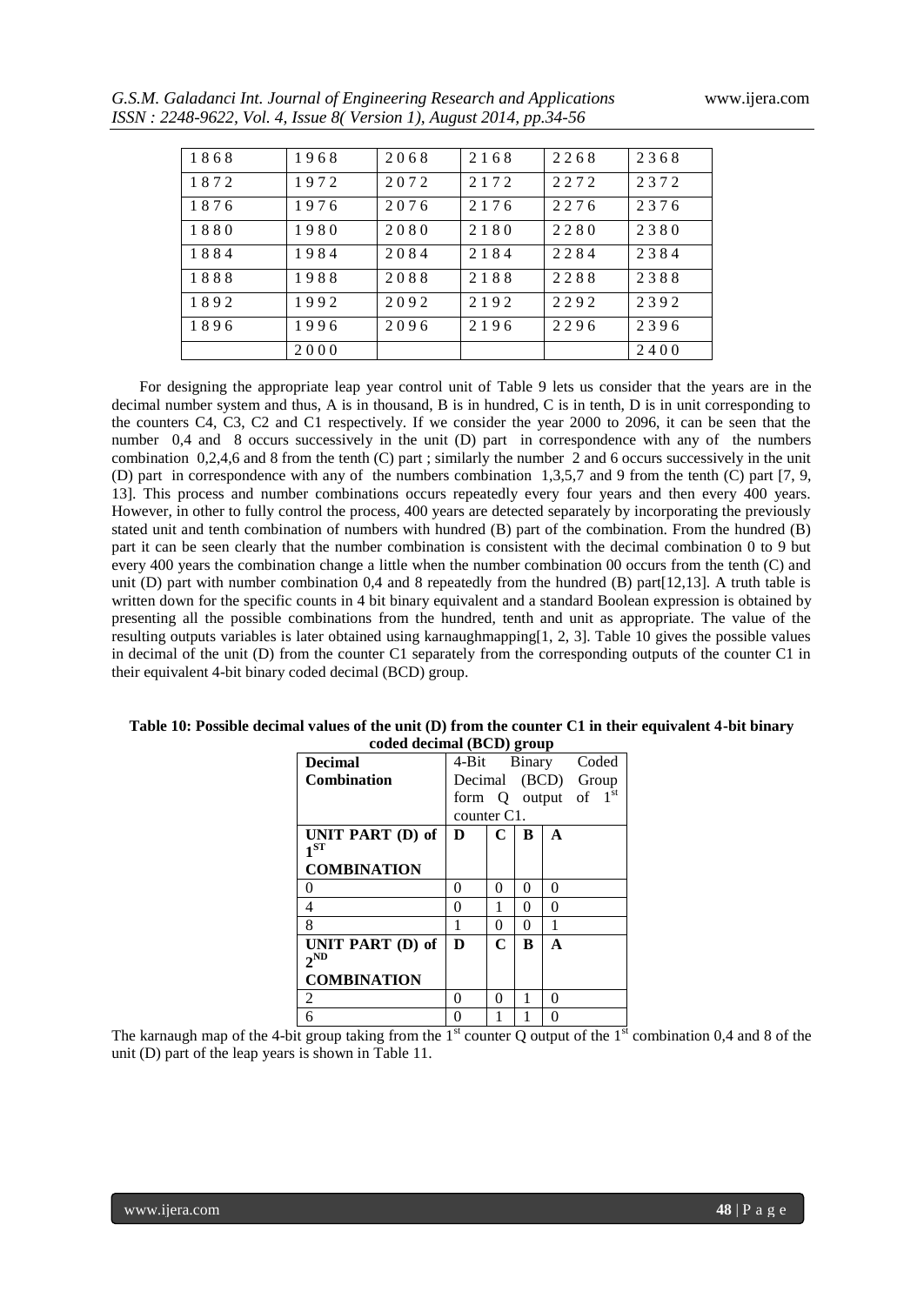| 1868 | 1968 | 2068 | 2168 | 2268 | 2368 |
|---|---|---|---|---|---|
| 1872 | 1972 | 2072 | 2172 | 2272 | 2372 |
| 1876 | 1976 | 2076 | 2176 | 2276 | 2376 |
| 1880 | 1980 | 2080 | 2180 | 2280 | 2380 |
| 1884 | 1984 | 2084 | 2184 | 2284 | 2384 |
| 1888 | 1988 | 2088 | 2188 | 2288 | 2388 |
| 1892 | 1992 | 2092 | 2192 | 2292 | 2392 |
| 1896 | 1996 | 2096 | 2196 | 2296 | 2396 |
| | 2000 | | | | 2400 |

For designing the appropriate leap year control unit of Table 9 lets us consider that the years are in the decimal number system and thus, A is in thousand, B is in hundred, C is in tenth, D is in unit corresponding to the counters C4, C3, C2 and C1 respectively. If we consider the year 2000 to 2096, it can be seen that the number 0,4 and 8 occurs successively in the unit (D) part in correspondence with any of the numbers combination 0,2,4,6 and 8 from the tenth (C) part ; similarly the number 2 and 6 occurs successively in the unit (D) part in correspondence with any of the numbers combination 1,3,5,7 and 9 from the tenth (C) part [7, 9, 13]. This process and number combinations occurs repeatedly every four years and then every 400 years. However, in other to fully control the process, 400 years are detected separately by incorporating the previously stated unit and tenth combination of numbers with hundred (B) part of the combination. From the hundred (B) part it can be seen clearly that the number combination is consistent with the decimal combination 0 to 9 but every 400 years the combination change a little when the number combination 00 occurs from the tenth (C) and unit (D) part with number combination 0,4 and 8 repeatedly from the hundred (B) part[12,13]. A truth table is written down for the specific counts in 4 bit binary equivalent and a standard Boolean expression is obtained by presenting all the possible combinations from the hundred, tenth and unit as appropriate. The value of the resulting outputs variables is later obtained using karnaughmapping[1, 2, 3]. Table 10 gives the possible values in decimal of the unit (D) from the counter C1 separately from the corresponding outputs of the counter C1 in their equivalent 4-bit binary coded decimal (BCD) group.

**Table 10: Possible decimal values of the unit (D) from the counter C1 in their equivalent 4-bit binary coded decimal (BCD) group**

| Decimal Combination | 4-Bit Binary Coded Decimal (BCD) Group form Q output of 1st counter C1. | | | |
|---|---|---|---|---|
| **UNIT PART (D) of 1ST COMBINATION** | **D** | **C** | **B** | **A** |
| 0 | 0 | 0 | 0 | 0 |
| 4 | 0 | 1 | 0 | 0 |
| 8 | 1 | 0 | 0 | 1 |
| **UNIT PART (D) of 2ND COMBINATION** | **D** | **C** | **B** | **A** |
| 2 | 0 | 0 | 1 | 0 |
| 6 | 0 | 1 | 1 | 0 |

The karnaugh map of the 4-bit group taking from the 1st counter Q output of the 1st combination 0,4 and 8 of the unit (D) part of the leap years is shown in Table 11.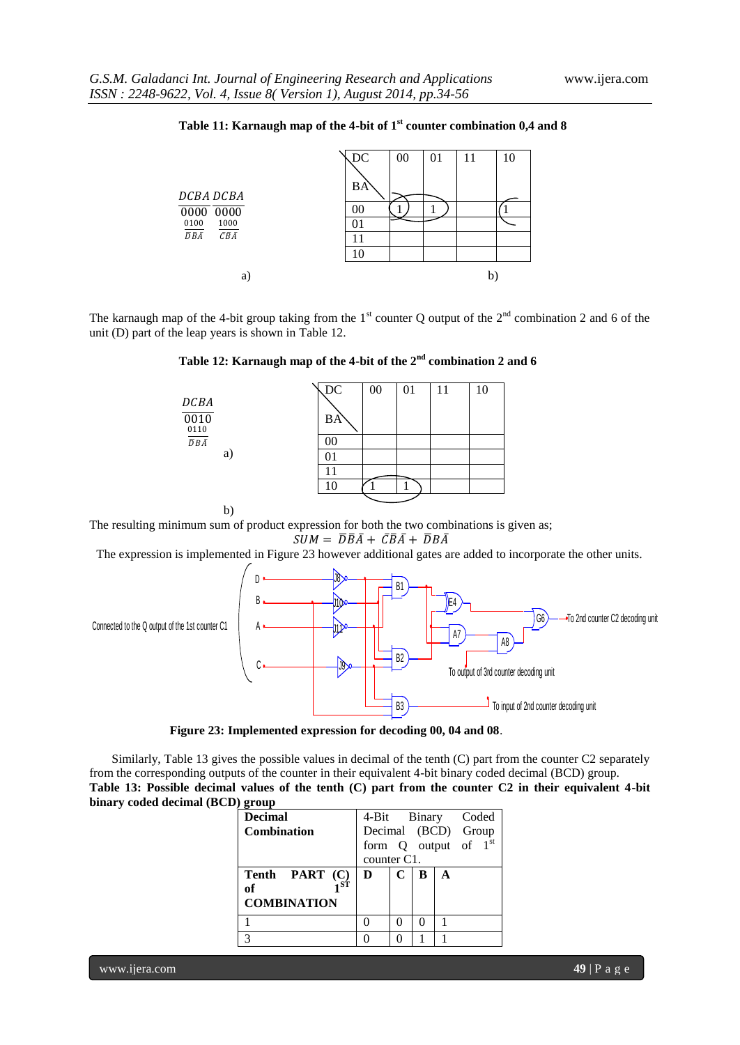**Table 11: Karnaugh map of the 4-bit of 1st counter combination 0,4 and 8**

$$\frac{DCBA}{\frac{0000}{0100}} \quad \frac{DCBA}{\frac{0000}{1000}}$$
$$\bar{D}\bar{B}\bar{A} \quad \bar{C}\bar{B}\bar{A}$$

a)

| DC \ BA | 00 | 01 | 11 | 10 |
|---|---|---|---|---|
| 00 | 1 | 1 | | 1 |
| 01 | | | | |
| 11 | | | | |
| 10 | | | | |

b)

The karnaugh map of the 4-bit group taking from the 1st counter Q output of the 2nd combination 2 and 6 of the unit (D) part of the leap years is shown in Table 12.

**Table 12: Karnaugh map of the 4-bit of the 2nd combination 2 and 6**

$$\frac{DCBA}{\frac{0010}{0110}}$$
$$\bar{D}B\bar{A}$$

a)

| DC \ BA | 00 | 01 | 11 | 10 |
|---|---|---|---|---|
| 00 | | | | |
| 01 | | | | |
| 11 | | | | |
| 10 | 1 | 1 | | |

b)

The resulting minimum sum of product expression for both the two combinations is given as;

$$SUM = \bar{D}\bar{B}\bar{A} + \bar{C}\bar{B}\bar{A} + \bar{D}B\bar{A}$$

The expression is implemented in Figure 23 however additional gates are added to incorporate the other units.

Figure 23: Implemented expression for decoding 00, 04 and 08.

Similarly, Table 13 gives the possible values in decimal of the tenth (C) part from the counter C2 separately from the corresponding outputs of the counter in their equivalent 4-bit binary coded decimal (BCD) group.

**Table 13: Possible decimal values of the tenth (C) part from the counter C2 in their equivalent 4-bit binary coded decimal (BCD) group**

| Decimal Combination | 4-Bit Binary Coded Decimal (BCD) Group form Q output of 1st counter C1. | | | |
|---|---|---|---|---|
| Tenth PART (C) of 1ST COMBINATION | D | C | B | A |
| 1 | 0 | 0 | 0 | 1 |
| 3 | 0 | 0 | 1 | 1 |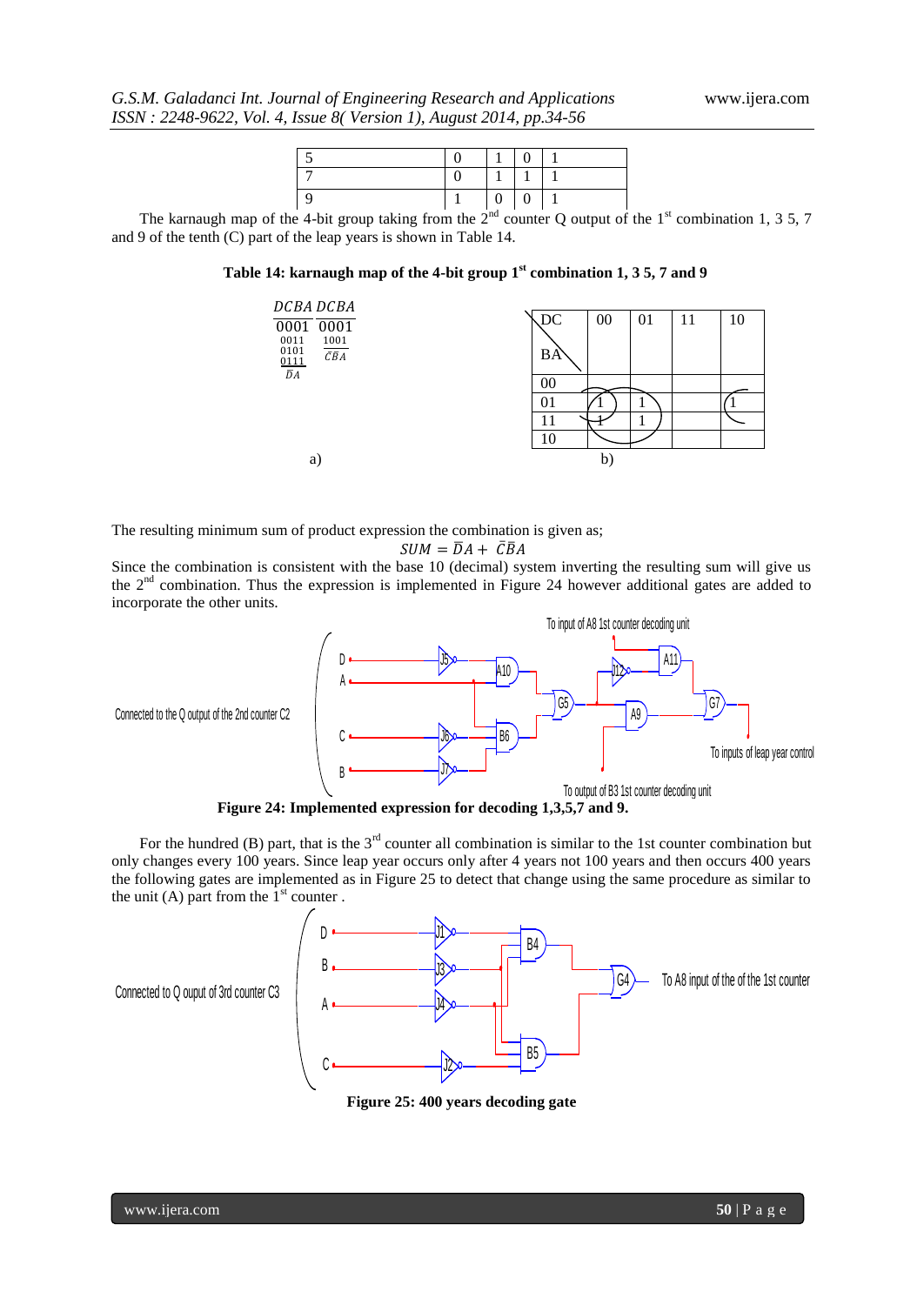| 5 | 0 | 1 | 0 | 1 |
|---|---|---|---|---|
| 7 | 0 | 1 | 1 | 1 |
| 9 | 1 | 0 | 0 | 1 |

The karnaugh map of the 4-bit group taking from the 2nd counter Q output of the 1st combination 1, 3 5, 7 and 9 of the tenth (C) part of the leap years is shown in Table 14.

**Table 14: karnaugh map of the 4-bit group 1st combination 1, 3 5, 7 and 9**

a)

| DCBA | DCBA |
|---|---|
| 0001 | 0001 |
| 0011 | 1001 |
| 0101 | $\bar{C}\bar{B}A$ |
| 0111 | |
| $\bar{D}A$ | |

b)

| BA \ DC | 00 | 01 | 11 | 10 |
|---|---|---|---|---|
| 00 | | | | |
| 01 | 1 | 1 | | 1 |
| 11 | 1 | 1 | | |
| 10 | | | | |

The resulting minimum sum of product expression the combination is given as;

$$SUM = \bar{D}A + \bar{C}\bar{B}A$$

Since the combination is consistent with the base 10 (decimal) system inverting the resulting sum will give us the 2nd combination. Thus the expression is implemented in Figure 24 however additional gates are added to incorporate the other units.

**Figure 24: Implemented expression for decoding 1,3,5,7 and 9.**

For the hundred (B) part, that is the 3rd counter all combination is similar to the 1st counter combination but only changes every 100 years. Since leap year occurs only after 4 years not 100 years and then occurs 400 years the following gates are implemented as in Figure 25 to detect that change using the same procedure as similar to the unit (A) part from the 1st counter .

**Figure 25: 400 years decoding gate**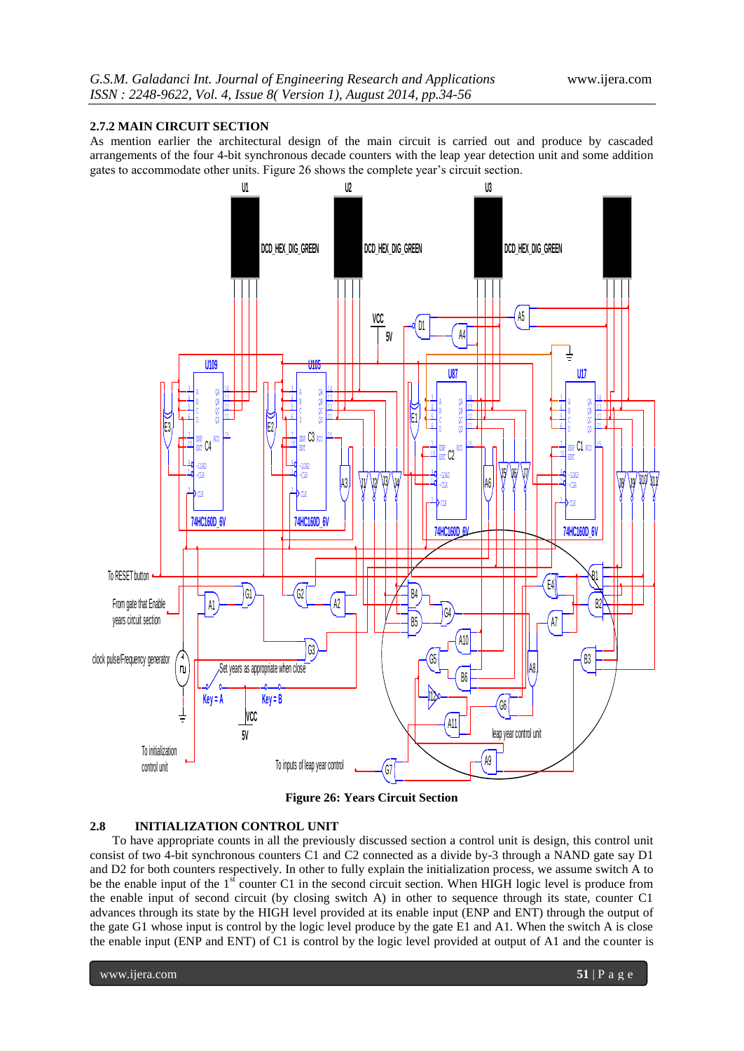### 2.7.2 MAIN CIRCUIT SECTION

As mention earlier the architectural design of the main circuit is carried out and produce by cascaded arrangements of the four 4-bit synchronous decade counters with the leap year detection unit and some addition gates to accommodate other units. Figure 26 shows the complete year's circuit section.

**Figure 26: Years Circuit Section**

## 2.8 INITIALIZATION CONTROL UNIT

To have appropriate counts in all the previously discussed section a control unit is design, this control unit consist of two 4-bit synchronous counters C1 and C2 connected as a divide by-3 through a NAND gate say D1 and D2 for both counters respectively. In other to fully explain the initialization process, we assume switch A to be the enable input of the 1[st] counter C1 in the second circuit section. When HIGH logic level is produce from the enable input of second circuit (by closing switch A) in other to sequence through its state, counter C1 advances through its state by the HIGH level provided at its enable input (ENP and ENT) through the output of the gate G1 whose input is control by the logic level produce by the gate E1 and A1. When the switch A is close the enable input (ENP and ENT) of C1 is control by the logic level provided at output of A1 and the counter is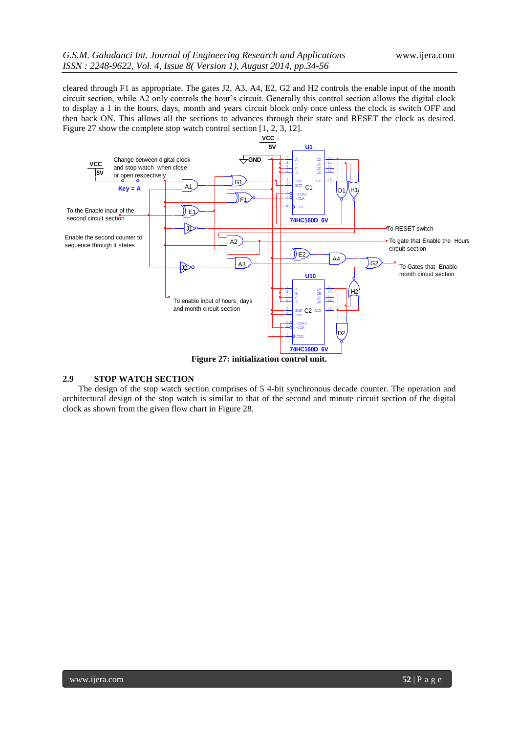cleared through F1 as appropriate. The gates J2, A3, A4, E2, G2 and H2 controls the enable input of the month circuit section, while A2 only controls the hour's circuit. Generally this control section allows the digital clock to display a 1 in the hours, days, month and years circuit block only once unless the clock is switch OFF and then back ON. This allows all the sections to advances through their state and RESET the clock as desired. Figure 27 show the complete stop watch control section [1, 2, 3, 12].

**Figure 27: initialization control unit.**

## 2.9 STOP WATCH SECTION

The design of the stop watch section comprises of 5 4-bit synchronous decade counter. The operation and architectural design of the stop watch is similar to that of the second and minute circuit section of the digital clock as shown from the given flow chart in Figure 28.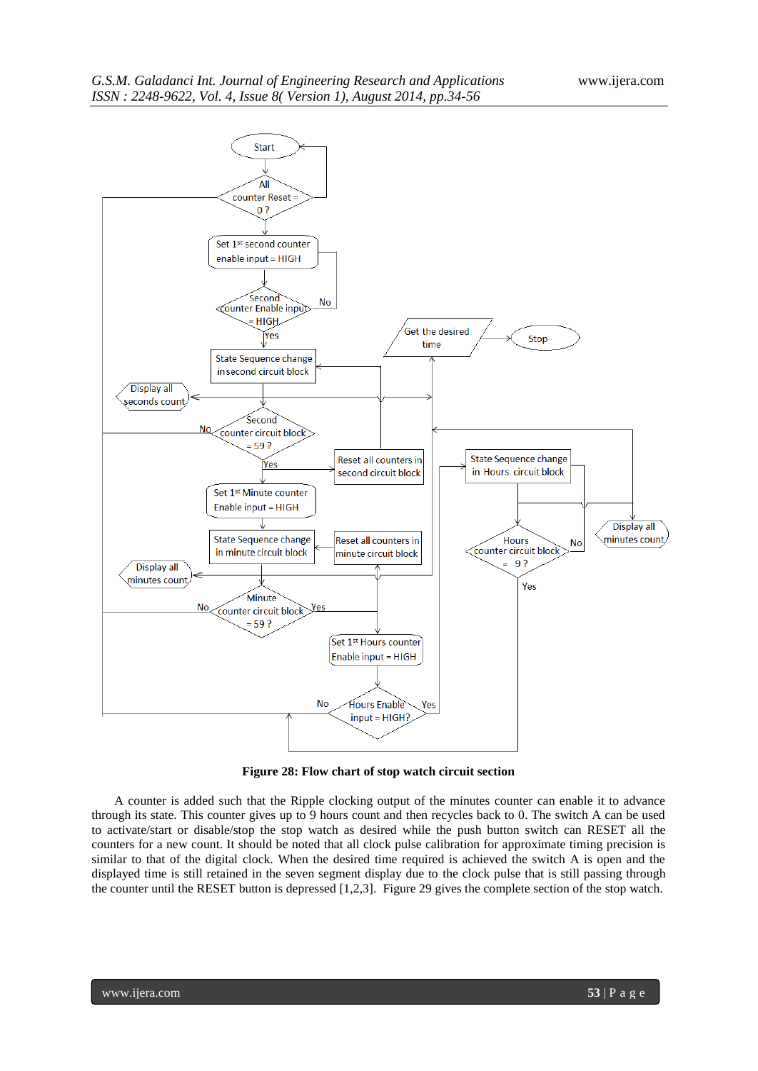**Figure 28: Flow chart of stop watch circuit section**

A counter is added such that the Ripple clocking output of the minutes counter can enable it to advance through its state. This counter gives up to 9 hours count and then recycles back to 0. The switch A can be used to activate/start or disable/stop the stop watch as desired while the push button switch can RESET all the counters for a new count. It should be noted that all clock pulse calibration for approximate timing precision is similar to that of the digital clock. When the desired time required is achieved the switch A is open and the displayed time is still retained in the seven segment display due to the clock pulse that is still passing through the counter until the RESET button is depressed [1,2,3]. Figure 29 gives the complete section of the stop watch.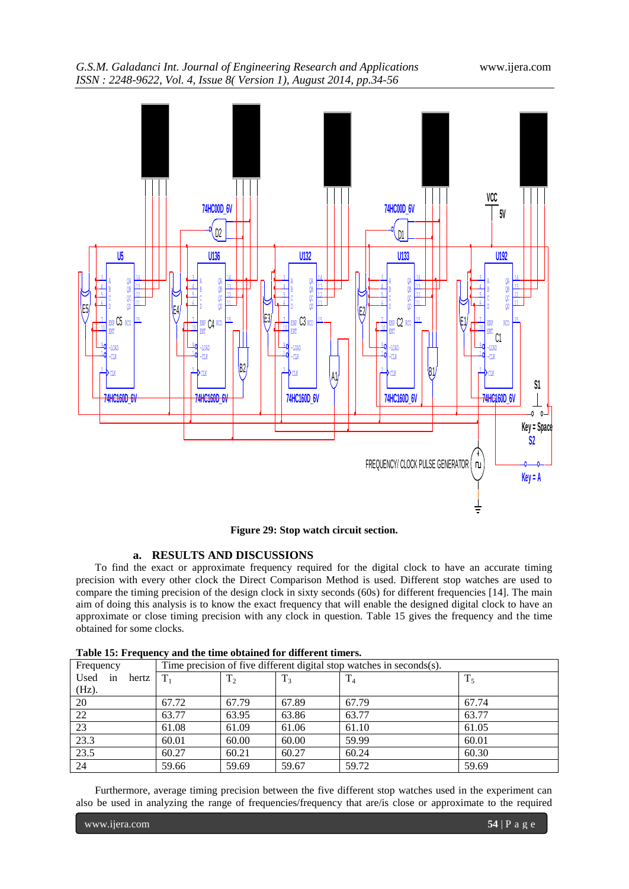Figure 29: Stop watch circuit section.

### a. RESULTS AND DISCUSSIONS

To find the exact or approximate frequency required for the digital clock to have an accurate timing precision with every other clock the Direct Comparison Method is used. Different stop watches are used to compare the timing precision of the design clock in sixty seconds (60s) for different frequencies [14]. The main aim of doing this analysis is to know the exact frequency that will enable the designed digital clock to have an approximate or close timing precision with any clock in question. Table 15 gives the frequency and the time obtained for some clocks.

**Table 15: Frequency and the time obtained for different timers.**

| Frequency Used in hertz (Hz). | Time precision of five different digital stop watches in seconds(s). | | | | |
|---|---|---|---|---|---|
| | $T_1$ | $T_2$ | $T_3$ | $T_4$ | $T_5$ |
| 20 | 67.72 | 67.79 | 67.89 | 67.79 | 67.74 |
| 22 | 63.77 | 63.95 | 63.86 | 63.77 | 63.77 |
| 23 | 61.08 | 61.09 | 61.06 | 61.10 | 61.05 |
| 23.3 | 60.01 | 60.00 | 60.00 | 59.99 | 60.01 |
| 23.5 | 60.27 | 60.21 | 60.27 | 60.24 | 60.30 |
| 24 | 59.66 | 59.69 | 59.67 | 59.72 | 59.69 |

Furthermore, average timing precision between the five different stop watches used in the experiment can also be used in analyzing the range of frequencies/frequency that are/is close or approximate to the required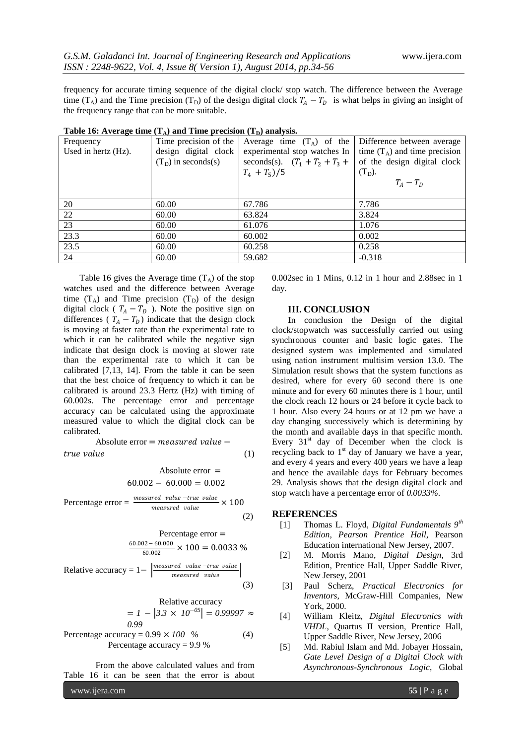frequency for accurate timing sequence of the digital clock/ stop watch. The difference between the Average time ($T_A$) and the Time precision ($T_D$) of the design digital clock $T_A - T_D$ is what helps in giving an insight of the frequency range that can be more suitable.

**Table 16: Average time ($T_A$) and Time precision ($T_D$) analysis.**

| Frequency Used in hertz (Hz). | Time precision of the design digital clock ($T_D$) in seconds(s) | Average time ($T_A$) of the experimental stop watches In seconds(s). $(T_1 + T_2 + T_3 + T_4 + T_5)/5$ | Difference between average time ($T_A$) and time precision of the design digital clock ($T_D$). $T_A - T_D$ |
|---|---|---|---|
| 20 | 60.00 | 67.786 | 7.786 |
| 22 | 60.00 | 63.824 | 3.824 |
| 23 | 60.00 | 61.076 | 1.076 |
| 23.3 | 60.00 | 60.002 | 0.002 |
| 23.5 | 60.00 | 60.258 | 0.258 |
| 24 | 60.00 | 59.682 | -0.318 |

Table 16 gives the Average time ($T_A$) of the stop watches used and the difference between Average time ($T_A$) and Time precision ($T_D$) of the design digital clock ( $T_A - T_D$ ). Note the positive sign on differences ( $T_A - T_D$) indicate that the design clock is moving at faster rate than the experimental rate to which it can be calibrated while the negative sign indicate that design clock is moving at slower rate than the experimental rate to which it can be calibrated [7,13, 14]. From the table it can be seen that the best choice of frequency to which it can be calibrated is around 23.3 Hertz (Hz) with timing of 60.002s. The percentage error and percentage accuracy can be calculated using the approximate measured value to which the digital clock can be calibrated.

$$\text{Absolute error} = \textit{measured value} - \textit{true value} \quad (1)$$

$$\text{Absolute error} = 60.002 - 60.000 = 0.002$$

$$\text{Percentage error} = \frac{\textit{measured value} - \textit{true value}}{\textit{measured value}} \times 100 \quad (2)$$

$$\text{Percentage error} = \frac{60.002 - 60.000}{60.002} \times 100 = 0.0033\ \%$$

$$\text{Relative accuracy} = 1 - \left|\frac{\textit{measured value} - \textit{true value}}{\textit{measured value}}\right| \quad (3)$$

$$\text{Relative accuracy} = 1 - \left|3.3 \times 10^{-05}\right| = 0.99997 \approx 0.99$$

$$\text{Percentage accuracy} = 0.99 \times 100\ \% \quad (4)$$

$$\text{Percentage accuracy} = 9.9\ \%$$

From the above calculated values and from Table 16 it can be seen that the error is about 0.002sec in 1 Mins, 0.12 in 1 hour and 2.88sec in 1 day.

## III. CONCLUSION

In conclusion the Design of the digital clock/stopwatch was successfully carried out using synchronous counter and basic logic gates. The designed system was implemented and simulated using nation instrument multisim version 13.0. The Simulation result shows that the system functions as desired, where for every 60 second there is one minute and for every 60 minutes there is 1 hour, until the clock reach 12 hours or 24 before it cycle back to 1 hour. Also every 24 hours or at 12 pm we have a day changing successively which is determining by the month and available days in that specific month. Every 31st day of December when the clock is recycling back to 1st day of January we have a year, and every 4 years and every 400 years we have a leap and hence the available days for February becomes 29. Analysis shows that the design digital clock and stop watch have a percentage error of *0.0033%*.

## REFERENCES

[1] Thomas L. Floyd, *Digital Fundamentals 9th Edition, Pearson Prentice Hall*, Pearson Education international New Jersey, 2007.

[2] M. Morris Mano, *Digital Design*, 3rd Edition, Prentice Hall, Upper Saddle River, New Jersey, 2001

[3] Paul Scherz, *Practical Electronics for Inventors*, McGraw-Hill Companies, New York, 2000.

[4] William Kleitz, *Digital Electronics with VHDL*, Quartus II version, Prentice Hall, Upper Saddle River, New Jersey, 2006

[5] Md. Rabiul Islam and Md. Jobayer Hossain, *Gate Level Design of a Digital Clock with Asynchronous-Synchronous Logic*, Global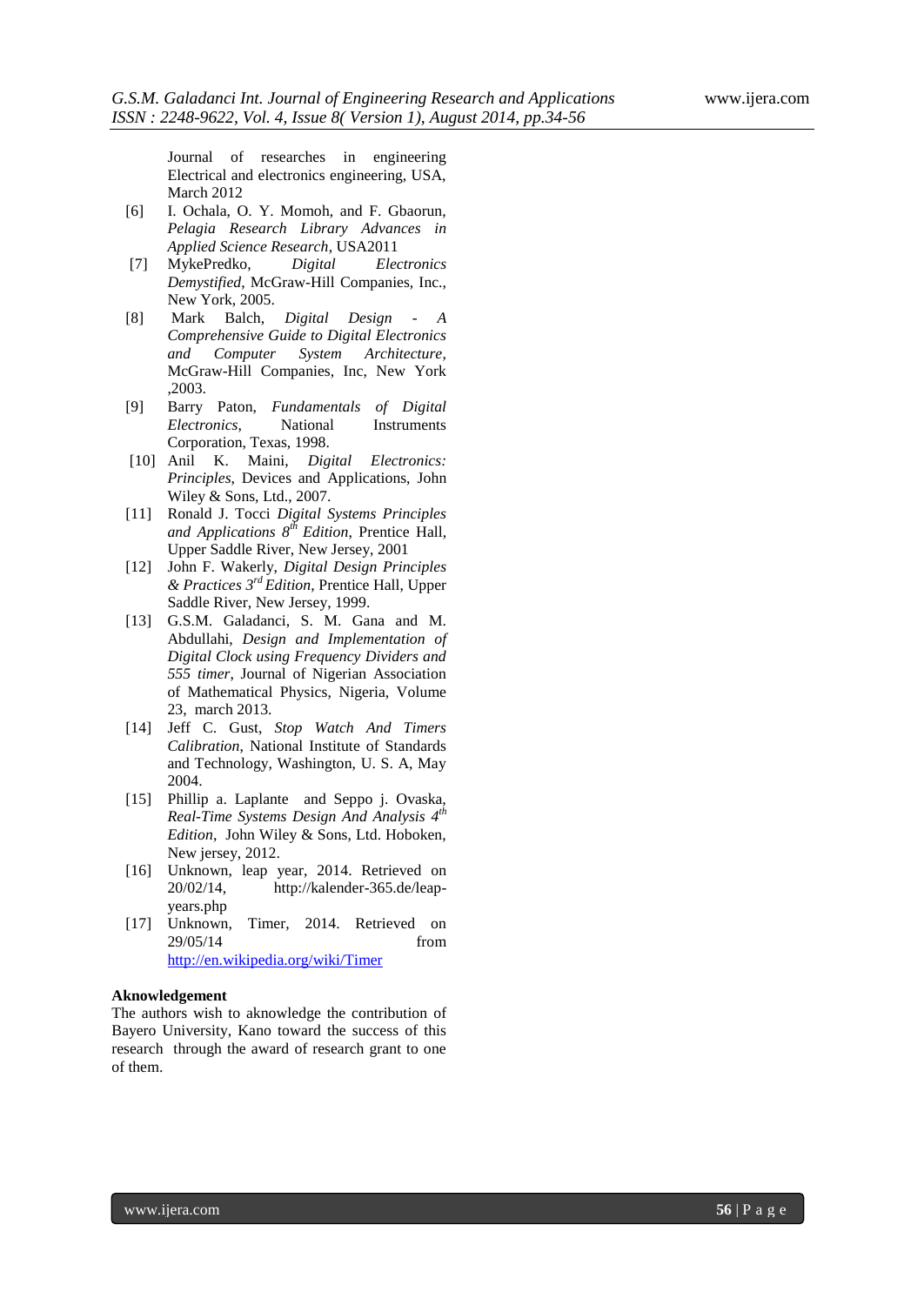Journal of researches in engineering Electrical and electronics engineering, USA, March 2012

[6] I. Ochala, O. Y. Momoh, and F. Gbaorun, *Pelagia Research Library Advances in Applied Science Research*, USA2011

[7] MykePredko, *Digital Electronics Demystified*, McGraw-Hill Companies, Inc., New York, 2005.

[8] Mark Balch, *Digital Design - A Comprehensive Guide to Digital Electronics and Computer System Architecture*, McGraw-Hill Companies, Inc, New York ,2003.

[9] Barry Paton, *Fundamentals of Digital Electronics*, National Instruments Corporation, Texas, 1998.

[10] Anil K. Maini, *Digital Electronics: Principles*, Devices and Applications, John Wiley & Sons, Ltd., 2007.

[11] Ronald J. Tocci *Digital Systems Principles and Applications 8th Edition*, Prentice Hall, Upper Saddle River, New Jersey, 2001

[12] John F. Wakerly, *Digital Design Principles & Practices 3rd Edition*, Prentice Hall, Upper Saddle River, New Jersey, 1999.

[13] G.S.M. Galadanci, S. M. Gana and M. Abdullahi, *Design and Implementation of Digital Clock using Frequency Dividers and 555 timer*, Journal of Nigerian Association of Mathematical Physics, Nigeria, Volume 23, march 2013.

[14] Jeff C. Gust, *Stop Watch And Timers Calibration*, National Institute of Standards and Technology, Washington, U. S. A, May 2004.

[15] Phillip a. Laplante and Seppo j. Ovaska, *Real-Time Systems Design And Analysis 4th Edition*, John Wiley & Sons, Ltd. Hoboken, New jersey, 2012.

[16] Unknown, leap year, 2014. Retrieved on 20/02/14, http://kalender-365.de/leap-years.php

[17] Unknown, Timer, 2014. Retrieved on 29/05/14 from http://en.wikipedia.org/wiki/Timer

**Aknowledgement**

The authors wish to aknowledge the contribution of Bayero University, Kano toward the success of this research through the award of research grant to one of them.